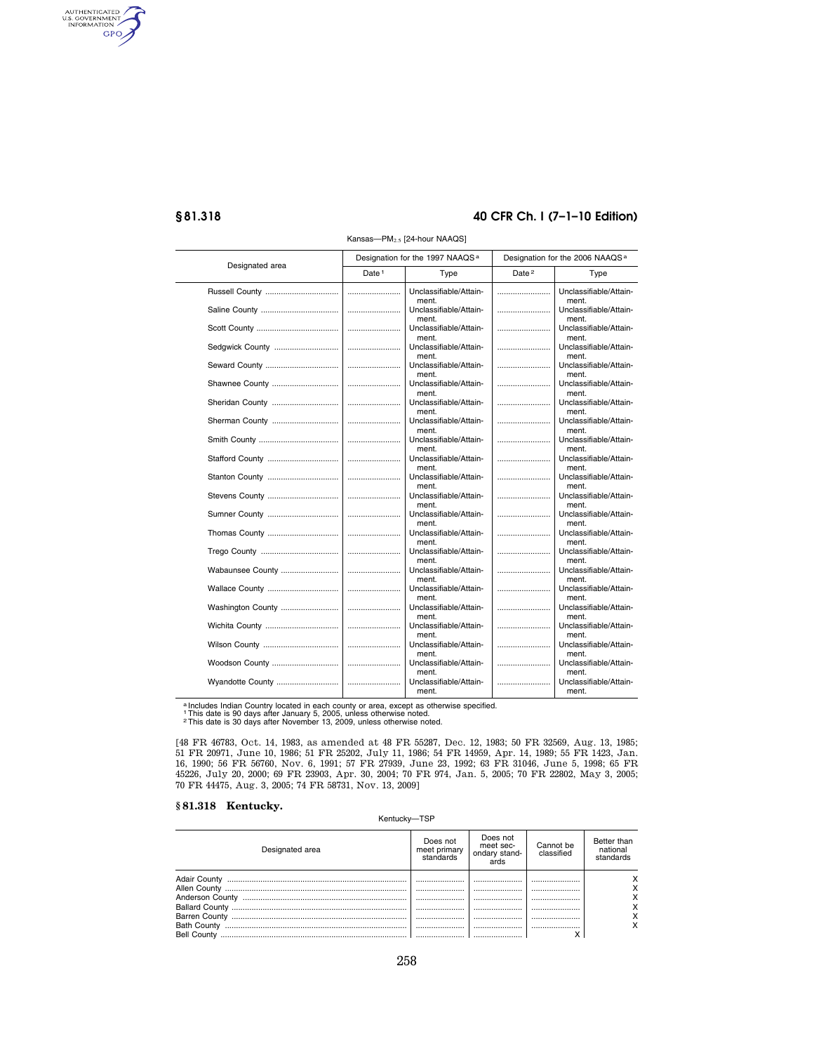Kansas—$PM_{2.5}$ [24-hour NAAQS]

| Designated area | Designation for the 1997 NAAQS [a] | | Designation for the 2006 NAAQS [a] | |
|---|---|---|---|---|
| | Date [1] | Type | Date [2] | Type |
| Russell County | | Unclassifiable/Attainment. | | Unclassifiable/Attainment. |
| Saline County | | Unclassifiable/Attainment. | | Unclassifiable/Attainment. |
| Scott County | | Unclassifiable/Attainment. | | Unclassifiable/Attainment. |
| Sedgwick County | | Unclassifiable/Attainment. | | Unclassifiable/Attainment. |
| Seward County | | Unclassifiable/Attainment. | | Unclassifiable/Attainment. |
| Shawnee County | | Unclassifiable/Attainment. | | Unclassifiable/Attainment. |
| Sheridan County | | Unclassifiable/Attainment. | | Unclassifiable/Attainment. |
| Sherman County | | Unclassifiable/Attainment. | | Unclassifiable/Attainment. |
| Smith County | | Unclassifiable/Attainment. | | Unclassifiable/Attainment. |
| Stafford County | | Unclassifiable/Attainment. | | Unclassifiable/Attainment. |
| Stanton County | | Unclassifiable/Attainment. | | Unclassifiable/Attainment. |
| Stevens County | | Unclassifiable/Attainment. | | Unclassifiable/Attainment. |
| Sumner County | | Unclassifiable/Attainment. | | Unclassifiable/Attainment. |
| Thomas County | | Unclassifiable/Attainment. | | Unclassifiable/Attainment. |
| Trego County | | Unclassifiable/Attainment. | | Unclassifiable/Attainment. |
| Wabaunsee County | | Unclassifiable/Attainment. | | Unclassifiable/Attainment. |
| Wallace County | | Unclassifiable/Attainment. | | Unclassifiable/Attainment. |
| Washington County | | Unclassifiable/Attainment. | | Unclassifiable/Attainment. |
| Wichita County | | Unclassifiable/Attainment. | | Unclassifiable/Attainment. |
| Wilson County | | Unclassifiable/Attainment. | | Unclassifiable/Attainment. |
| Woodson County | | Unclassifiable/Attainment. | | Unclassifiable/Attainment. |
| Wyandotte County | | Unclassifiable/Attainment. | | Unclassifiable/Attainment. |

[a] Includes Indian Country located in each county or area, except as otherwise specified.
[1] This date is 90 days after January 5, 2005, unless otherwise noted.
[2] This date is 30 days after November 13, 2009, unless otherwise noted.

[48 FR 46783, Oct. 14, 1983, as amended at 48 FR 55287, Dec. 12, 1983; 50 FR 32569, Aug. 13, 1985; 51 FR 20971, June 10, 1986; 51 FR 25202, July 11, 1986; 54 FR 14959, Apr. 14, 1989; 55 FR 1423, Jan. 16, 1990; 56 FR 56760, Nov. 6, 1991; 57 FR 27939, June 23, 1992; 63 FR 31046, June 5, 1998; 65 FR 45226, July 20, 2000; 69 FR 23903, Apr. 30, 2004; 70 FR 974, Jan. 5, 2005; 70 FR 22802, May 3, 2005; 70 FR 44475, Aug. 3, 2005; 74 FR 58731, Nov. 13, 2009]

## § 81.318 Kentucky.

Kentucky—TSP

| Designated area | Does not meet primary standards | Does not meet secondary standards | Cannot be classified | Better than national standards |
|---|---|---|---|---|
| Adair County | | | | X |
| Allen County | | | | X |
| Anderson County | | | | X |
| Ballard County | | | | X |
| Barren County | | | | X |
| Bath County | | | | X |
| Bell County | | | X | |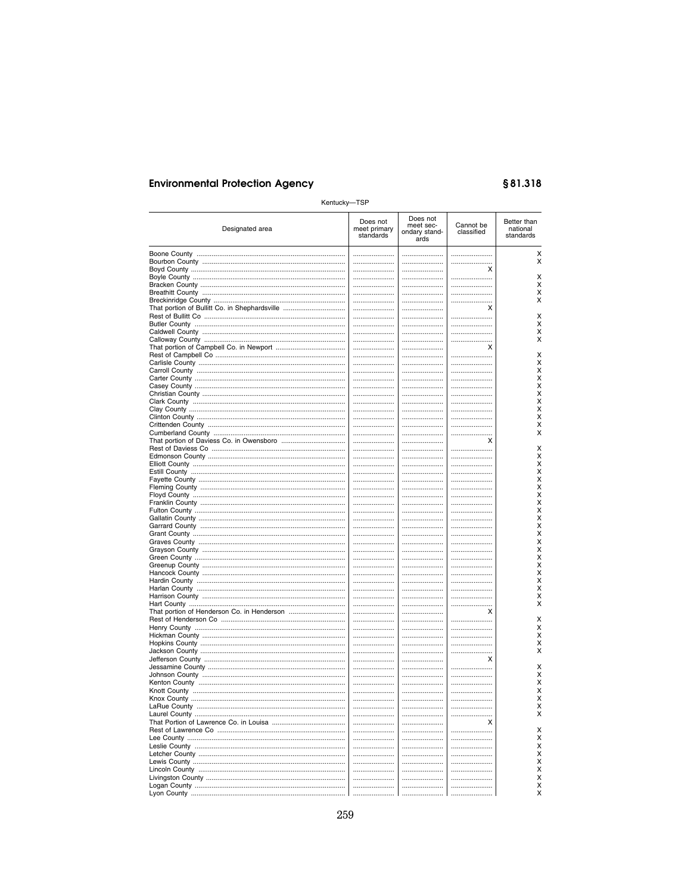Kentucky—TSP

| Designated area | Does not meet primary standards | Does not meet secondary standards | Cannot be classified | Better than national standards |
|---|---|---|---|---|
| Boone County | | | | X |
| Bourbon County | | | | X |
| Boyd County | | | X | |
| Boyle County | | | | X |
| Bracken County | | | | X |
| Breathitt County | | | | X |
| Breckinridge County | | | | X |
| That portion of Bullitt Co. in Shephardsville | | | X | |
| Rest of Bullitt Co | | | | X |
| Butler County | | | | X |
| Caldwell County | | | | X |
| Calloway County | | | | X |
| That portion of Campbell Co. in Newport | | | X | |
| Rest of Campbell Co | | | | X |
| Carlisle County | | | | X |
| Carroll County | | | | X |
| Carter County | | | | X |
| Casey County | | | | X |
| Christian County | | | | X |
| Clark County | | | | X |
| Clay County | | | | X |
| Clinton County | | | | X |
| Crittenden County | | | | X |
| Cumberland County | | | | X |
| That portion of Daviess Co. in Owensboro | | | X | |
| Rest of Daviess Co | | | | X |
| Edmonson County | | | | X |
| Elliott County | | | | X |
| Estill County | | | | X |
| Fayette County | | | | X |
| Fleming County | | | | X |
| Floyd County | | | | X |
| Franklin County | | | | X |
| Fulton County | | | | X |
| Gallatin County | | | | X |
| Garrard County | | | | X |
| Grant County | | | | X |
| Graves County | | | | X |
| Grayson County | | | | X |
| Green County | | | | X |
| Greenup County | | | | X |
| Hancock County | | | | X |
| Hardin County | | | | X |
| Harlan County | | | | X |
| Harrison County | | | | X |
| Hart County | | | | X |
| That portion of Henderson Co. in Henderson | | | X | |
| Rest of Henderson Co | | | | X |
| Henry County | | | | X |
| Hickman County | | | | X |
| Hopkins County | | | | X |
| Jackson County | | | | X |
| Jefferson County | | | X | |
| Jessamine County | | | | X |
| Johnson County | | | | X |
| Kenton County | | | | X |
| Knott County | | | | X |
| Knox County | | | | X |
| LaRue County | | | | X |
| Laurel County | | | | X |
| That Portion of Lawrence Co. in Louisa | | | X | |
| Rest of Lawrence Co | | | | X |
| Lee County | | | | X |
| Leslie County | | | | X |
| Letcher County | | | | X |
| Lewis County | | | | X |
| Lincoln County | | | | X |
| Livingston County | | | | X |
| Logan County | | | | X |
| Lyon County | | | | X |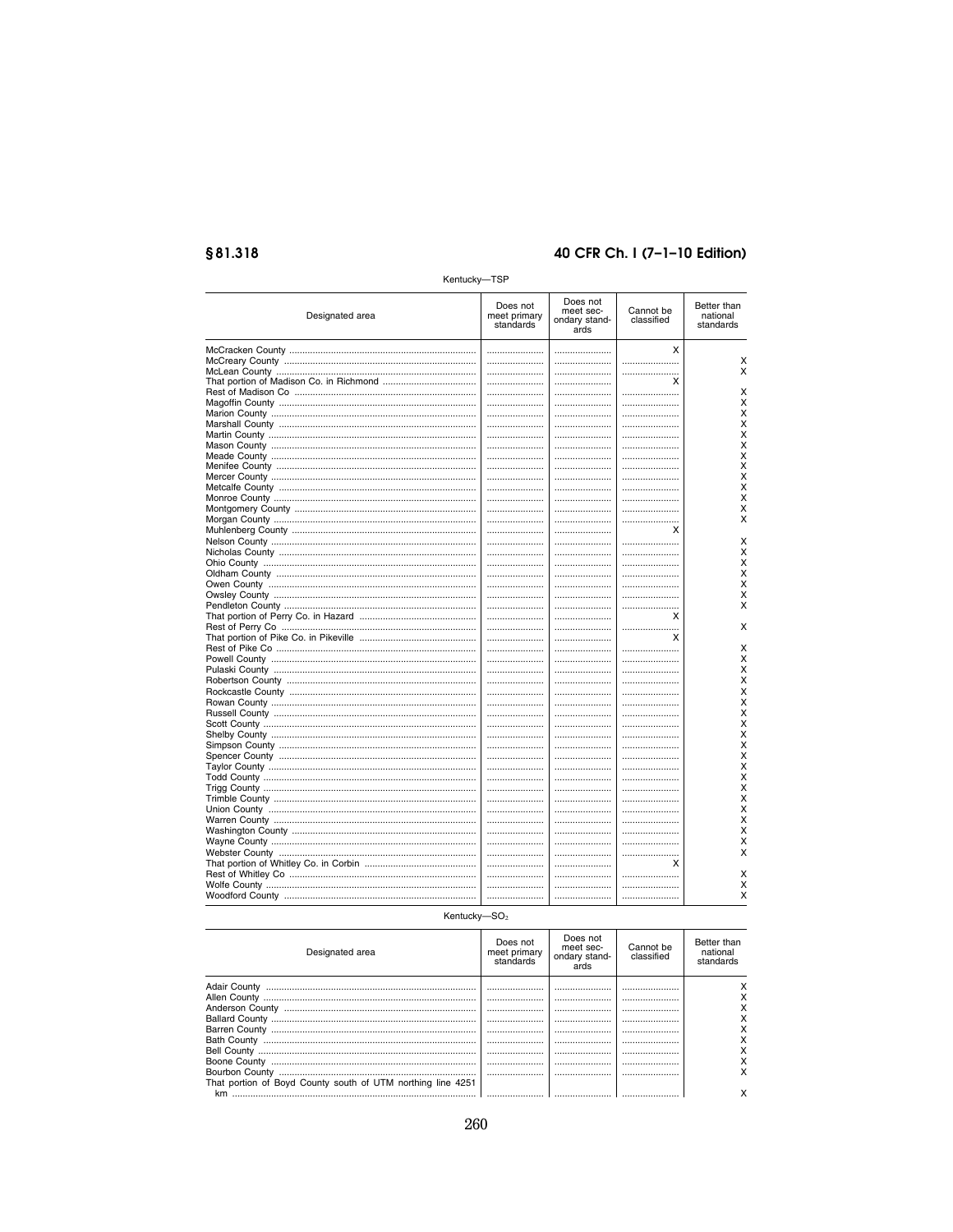Kentucky—TSP

| Designated area | Does not meet primary standards | Does not meet secondary standards | Cannot be classified | Better than national standards |
|---|---|---|---|---|
| McCracken County | | | X | |
| McCreary County | | | | X |
| McLean County | | | | X |
| That portion of Madison Co. in Richmond | | | X | |
| Rest of Madison Co | | | | X |
| Magoffin County | | | | X |
| Marion County | | | | X |
| Marshall County | | | | X |
| Martin County | | | | X |
| Mason County | | | | X |
| Meade County | | | | X |
| Menifee County | | | | X |
| Mercer County | | | | X |
| Metcalfe County | | | | X |
| Monroe County | | | | X |
| Montgomery County | | | | X |
| Morgan County | | | | X |
| Muhlenberg County | | | X | |
| Nelson County | | | | X |
| Nicholas County | | | | X |
| Ohio County | | | | X |
| Oldham County | | | | X |
| Owen County | | | | X |
| Owsley County | | | | X |
| Pendleton County | | | | X |
| That portion of Perry Co. in Hazard | | | X | |
| Rest of Perry Co | | | | X |
| That portion of Pike Co. in Pikeville | | | X | |
| Rest of Pike Co | | | | X |
| Powell County | | | | X |
| Pulaski County | | | | X |
| Robertson County | | | | X |
| Rockcastle County | | | | X |
| Rowan County | | | | X |
| Russell County | | | | X |
| Scott County | | | | X |
| Shelby County | | | | X |
| Simpson County | | | | X |
| Spencer County | | | | X |
| Taylor County | | | | X |
| Todd County | | | | X |
| Trigg County | | | | X |
| Trimble County | | | | X |
| Union County | | | | X |
| Warren County | | | | X |
| Washington County | | | | X |
| Wayne County | | | | X |
| Webster County | | | | X |
| That portion of Whitley Co. in Corbin | | | X | |
| Rest of Whitley Co | | | | X |
| Wolfe County | | | | X |
| Woodford County | | | | X |

Kentucky—$SO_2$

| Designated area | Does not meet primary standards | Does not meet secondary standards | Cannot be classified | Better than national standards |
|---|---|---|---|---|
| Adair County | | | | X |
| Allen County | | | | X |
| Anderson County | | | | X |
| Ballard County | | | | X |
| Barren County | | | | X |
| Bath County | | | | X |
| Bell County | | | | X |
| Boone County | | | | X |
| Bourbon County | | | | X |
| That portion of Boyd County south of UTM northing line 4251 km | | | | X |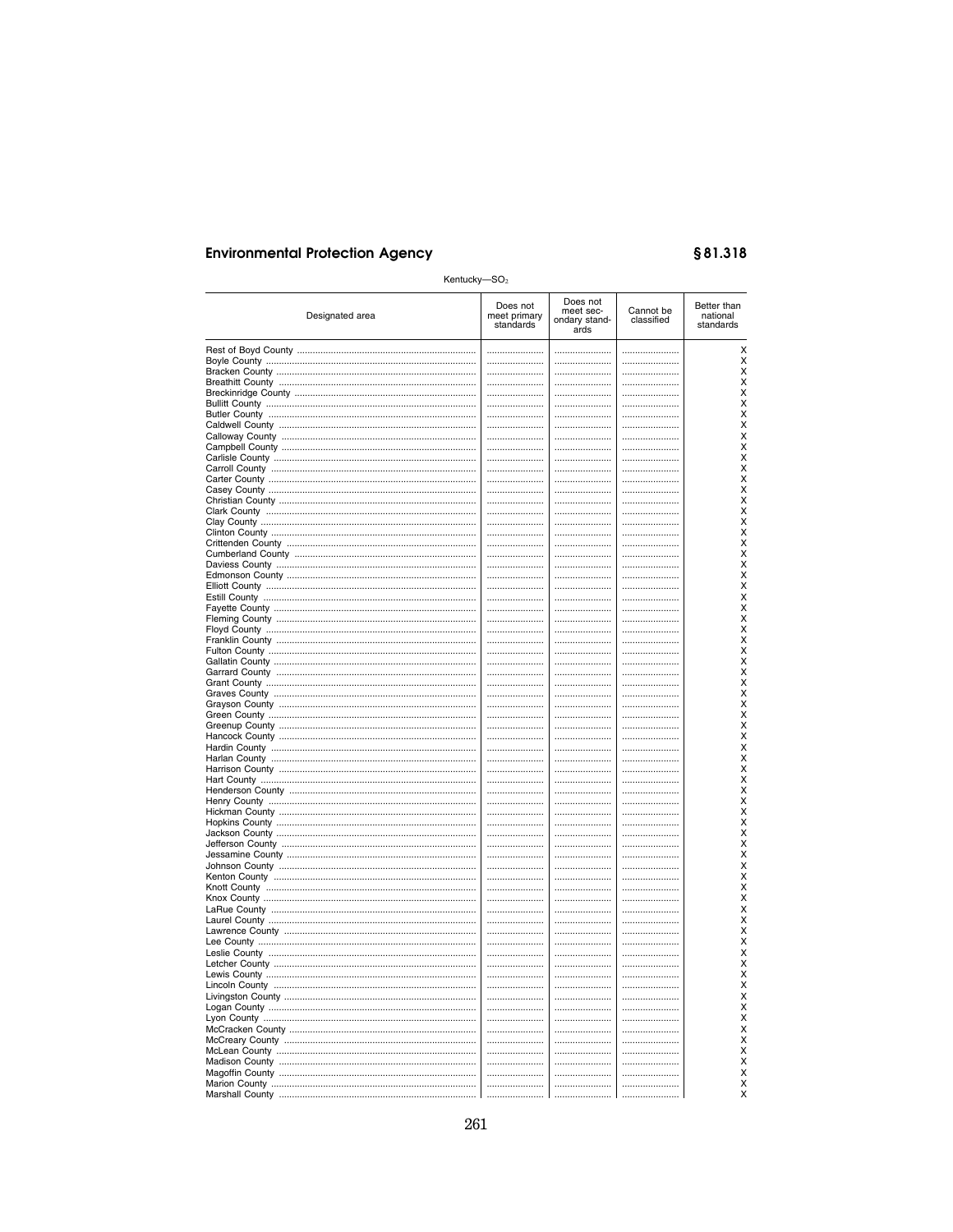Kentucky—$SO_2$

| Designated area | Does not meet primary standards | Does not meet secondary standards | Cannot be classified | Better than national standards |
|---|---|---|---|---|
| Rest of Boyd County | | | | X |
| Boyle County | | | | X |
| Bracken County | | | | X |
| Breathitt County | | | | X |
| Breckinridge County | | | | X |
| Bullitt County | | | | X |
| Butler County | | | | X |
| Caldwell County | | | | X |
| Calloway County | | | | X |
| Campbell County | | | | X |
| Carlisle County | | | | X |
| Carroll County | | | | X |
| Carter County | | | | X |
| Casey County | | | | X |
| Christian County | | | | X |
| Clark County | | | | X |
| Clay County | | | | X |
| Clinton County | | | | X |
| Crittenden County | | | | X |
| Cumberland County | | | | X |
| Daviess County | | | | X |
| Edmonson County | | | | X |
| Elliott County | | | | X |
| Estill County | | | | X |
| Fayette County | | | | X |
| Fleming County | | | | X |
| Floyd County | | | | X |
| Franklin County | | | | X |
| Fulton County | | | | X |
| Gallatin County | | | | X |
| Garrard County | | | | X |
| Grant County | | | | X |
| Graves County | | | | X |
| Grayson County | | | | X |
| Green County | | | | X |
| Greenup County | | | | X |
| Hancock County | | | | X |
| Hardin County | | | | X |
| Harlan County | | | | X |
| Harrison County | | | | X |
| Hart County | | | | X |
| Henderson County | | | | X |
| Henry County | | | | X |
| Hickman County | | | | X |
| Hopkins County | | | | X |
| Jackson County | | | | X |
| Jefferson County | | | | X |
| Jessamine County | | | | X |
| Johnson County | | | | X |
| Kenton County | | | | X |
| Knott County | | | | X |
| Knox County | | | | X |
| LaRue County | | | | X |
| Laurel County | | | | X |
| Lawrence County | | | | X |
| Lee County | | | | X |
| Leslie County | | | | X |
| Letcher County | | | | X |
| Lewis County | | | | X |
| Lincoln County | | | | X |
| Livingston County | | | | X |
| Logan County | | | | X |
| Lyon County | | | | X |
| McCracken County | | | | X |
| McCreary County | | | | X |
| McLean County | | | | X |
| Madison County | | | | X |
| Magoffin County | | | | X |
| Marion County | | | | X |
| Marshall County | | | | X |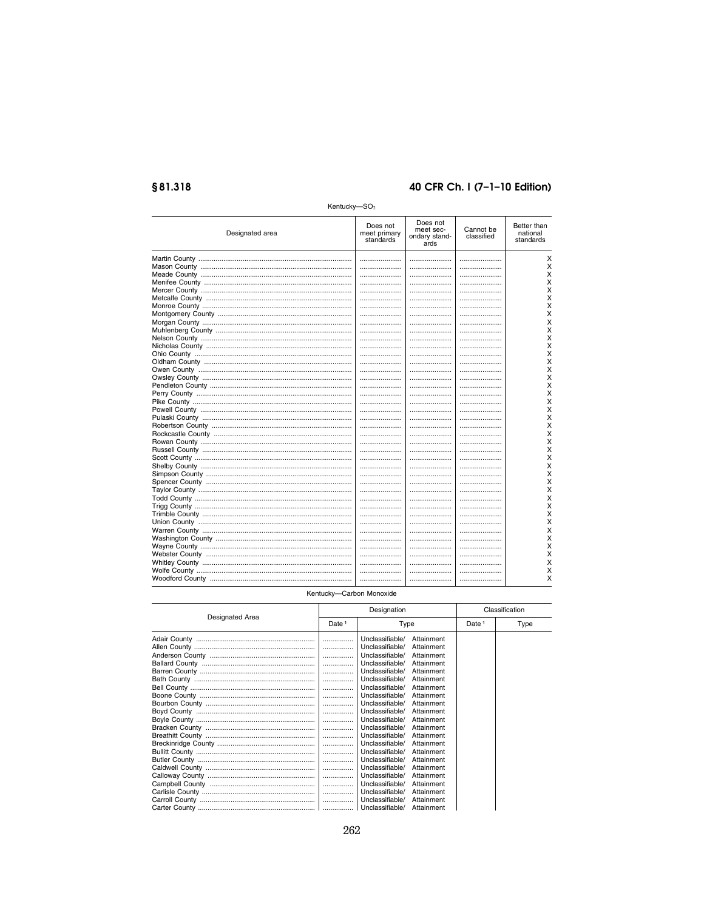Kentucky—$SO_2$

| Designated area | Does not meet primary standards | Does not meet secondary standards | Cannot be classified | Better than national standards |
|---|---|---|---|---|
| Martin County | | | | X |
| Mason County | | | | X |
| Meade County | | | | X |
| Menifee County | | | | X |
| Mercer County | | | | X |
| Metcalfe County | | | | X |
| Monroe County | | | | X |
| Montgomery County | | | | X |
| Morgan County | | | | X |
| Muhlenberg County | | | | X |
| Nelson County | | | | X |
| Nicholas County | | | | X |
| Ohio County | | | | X |
| Oldham County | | | | X |
| Owen County | | | | X |
| Owsley County | | | | X |
| Pendleton County | | | | X |
| Perry County | | | | X |
| Pike County | | | | X |
| Powell County | | | | X |
| Pulaski County | | | | X |
| Robertson County | | | | X |
| Rockcastle County | | | | X |
| Rowan County | | | | X |
| Russell County | | | | X |
| Scott County | | | | X |
| Shelby County | | | | X |
| Simpson County | | | | X |
| Spencer County | | | | X |
| Taylor County | | | | X |
| Todd County | | | | X |
| Trigg County | | | | X |
| Trimble County | | | | X |
| Union County | | | | X |
| Warren County | | | | X |
| Washington County | | | | X |
| Wayne County | | | | X |
| Webster County | | | | X |
| Whitley County | | | | X |
| Wolfe County | | | | X |
| Woodford County | | | | X |

Kentucky—Carbon Monoxide

| Designated Area | Designation | | Classification | |
|---|---|---|---|---|
| | Date [1] | Type | Date [1] | Type |
| Adair County | | Unclassifiable/ Attainment | | |
| Allen County | | Unclassifiable/ Attainment | | |
| Anderson County | | Unclassifiable/ Attainment | | |
| Ballard County | | Unclassifiable/ Attainment | | |
| Barren County | | Unclassifiable/ Attainment | | |
| Bath County | | Unclassifiable/ Attainment | | |
| Bell County | | Unclassifiable/ Attainment | | |
| Boone County | | Unclassifiable/ Attainment | | |
| Bourbon County | | Unclassifiable/ Attainment | | |
| Boyd County | | Unclassifiable/ Attainment | | |
| Boyle County | | Unclassifiable/ Attainment | | |
| Bracken County | | Unclassifiable/ Attainment | | |
| Breathitt County | | Unclassifiable/ Attainment | | |
| Breckinridge County | | Unclassifiable/ Attainment | | |
| Bullitt County | | Unclassifiable/ Attainment | | |
| Butler County | | Unclassifiable/ Attainment | | |
| Caldwell County | | Unclassifiable/ Attainment | | |
| Calloway County | | Unclassifiable/ Attainment | | |
| Campbell County | | Unclassifiable/ Attainment | | |
| Carlisle County | | Unclassifiable/ Attainment | | |
| Carroll County | | Unclassifiable/ Attainment | | |
| Carter County | | Unclassifiable/ Attainment | | |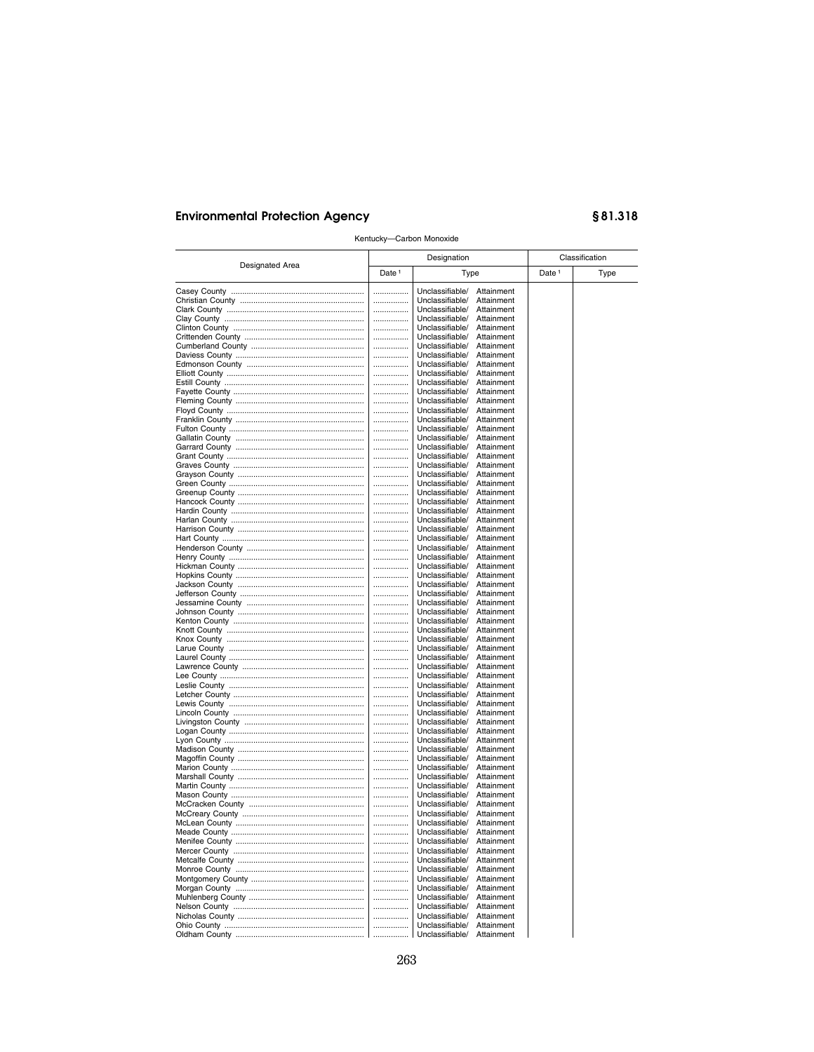Kentucky—Carbon Monoxide

| Designated Area | Designation | | Classification | |
|---|---|---|---|---|
| | Date [1] | Type | Date [1] | Type |
| Casey County | ................ | Unclassifiable/ Attainment | | |
| Christian County | ................ | Unclassifiable/ Attainment | | |
| Clark County | ................ | Unclassifiable/ Attainment | | |
| Clay County | ................ | Unclassifiable/ Attainment | | |
| Clinton County | ................ | Unclassifiable/ Attainment | | |
| Crittenden County | ................ | Unclassifiable/ Attainment | | |
| Cumberland County | ................ | Unclassifiable/ Attainment | | |
| Daviess County | ................ | Unclassifiable/ Attainment | | |
| Edmonson County | ................ | Unclassifiable/ Attainment | | |
| Elliott County | ................ | Unclassifiable/ Attainment | | |
| Estill County | ................ | Unclassifiable/ Attainment | | |
| Fayette County | ................ | Unclassifiable/ Attainment | | |
| Fleming County | ................ | Unclassifiable/ Attainment | | |
| Floyd County | ................ | Unclassifiable/ Attainment | | |
| Franklin County | ................ | Unclassifiable/ Attainment | | |
| Fulton County | ................ | Unclassifiable/ Attainment | | |
| Gallatin County | ................ | Unclassifiable/ Attainment | | |
| Garrard County | ................ | Unclassifiable/ Attainment | | |
| Grant County | ................ | Unclassifiable/ Attainment | | |
| Graves County | ................ | Unclassifiable/ Attainment | | |
| Grayson County | ................ | Unclassifiable/ Attainment | | |
| Green County | ................ | Unclassifiable/ Attainment | | |
| Greenup County | ................ | Unclassifiable/ Attainment | | |
| Hancock County | ................ | Unclassifiable/ Attainment | | |
| Hardin County | ................ | Unclassifiable/ Attainment | | |
| Harlan County | ................ | Unclassifiable/ Attainment | | |
| Harrison County | ................ | Unclassifiable/ Attainment | | |
| Hart County | ................ | Unclassifiable/ Attainment | | |
| Henderson County | ................ | Unclassifiable/ Attainment | | |
| Henry County | ................ | Unclassifiable/ Attainment | | |
| Hickman County | ................ | Unclassifiable/ Attainment | | |
| Hopkins County | ................ | Unclassifiable/ Attainment | | |
| Jackson County | ................ | Unclassifiable/ Attainment | | |
| Jefferson County | ................ | Unclassifiable/ Attainment | | |
| Jessamine County | ................ | Unclassifiable/ Attainment | | |
| Johnson County | ................ | Unclassifiable/ Attainment | | |
| Kenton County | ................ | Unclassifiable/ Attainment | | |
| Knott County | ................ | Unclassifiable/ Attainment | | |
| Knox County | ................ | Unclassifiable/ Attainment | | |
| Larue County | ................ | Unclassifiable/ Attainment | | |
| Laurel County | ................ | Unclassifiable/ Attainment | | |
| Lawrence County | ................ | Unclassifiable/ Attainment | | |
| Lee County | ................ | Unclassifiable/ Attainment | | |
| Leslie County | ................ | Unclassifiable/ Attainment | | |
| Letcher County | ................ | Unclassifiable/ Attainment | | |
| Lewis County | ................ | Unclassifiable/ Attainment | | |
| Lincoln County | ................ | Unclassifiable/ Attainment | | |
| Livingston County | ................ | Unclassifiable/ Attainment | | |
| Logan County | ................ | Unclassifiable/ Attainment | | |
| Lyon County | ................ | Unclassifiable/ Attainment | | |
| Madison County | ................ | Unclassifiable/ Attainment | | |
| Magoffin County | ................ | Unclassifiable/ Attainment | | |
| Marion County | ................ | Unclassifiable/ Attainment | | |
| Marshall County | ................ | Unclassifiable/ Attainment | | |
| Martin County | ................ | Unclassifiable/ Attainment | | |
| Mason County | ................ | Unclassifiable/ Attainment | | |
| McCracken County | ................ | Unclassifiable/ Attainment | | |
| McCreary County | ................ | Unclassifiable/ Attainment | | |
| McLean County | ................ | Unclassifiable/ Attainment | | |
| Meade County | ................ | Unclassifiable/ Attainment | | |
| Menifee County | ................ | Unclassifiable/ Attainment | | |
| Mercer County | ................ | Unclassifiable/ Attainment | | |
| Metcalfe County | ................ | Unclassifiable/ Attainment | | |
| Monroe County | ................ | Unclassifiable/ Attainment | | |
| Montgomery County | ................ | Unclassifiable/ Attainment | | |
| Morgan County | ................ | Unclassifiable/ Attainment | | |
| Muhlenberg County | ................ | Unclassifiable/ Attainment | | |
| Nelson County | ................ | Unclassifiable/ Attainment | | |
| Nicholas County | ................ | Unclassifiable/ Attainment | | |
| Ohio County | ................ | Unclassifiable/ Attainment | | |
| Oldham County | ................ | Unclassifiable/ Attainment | | |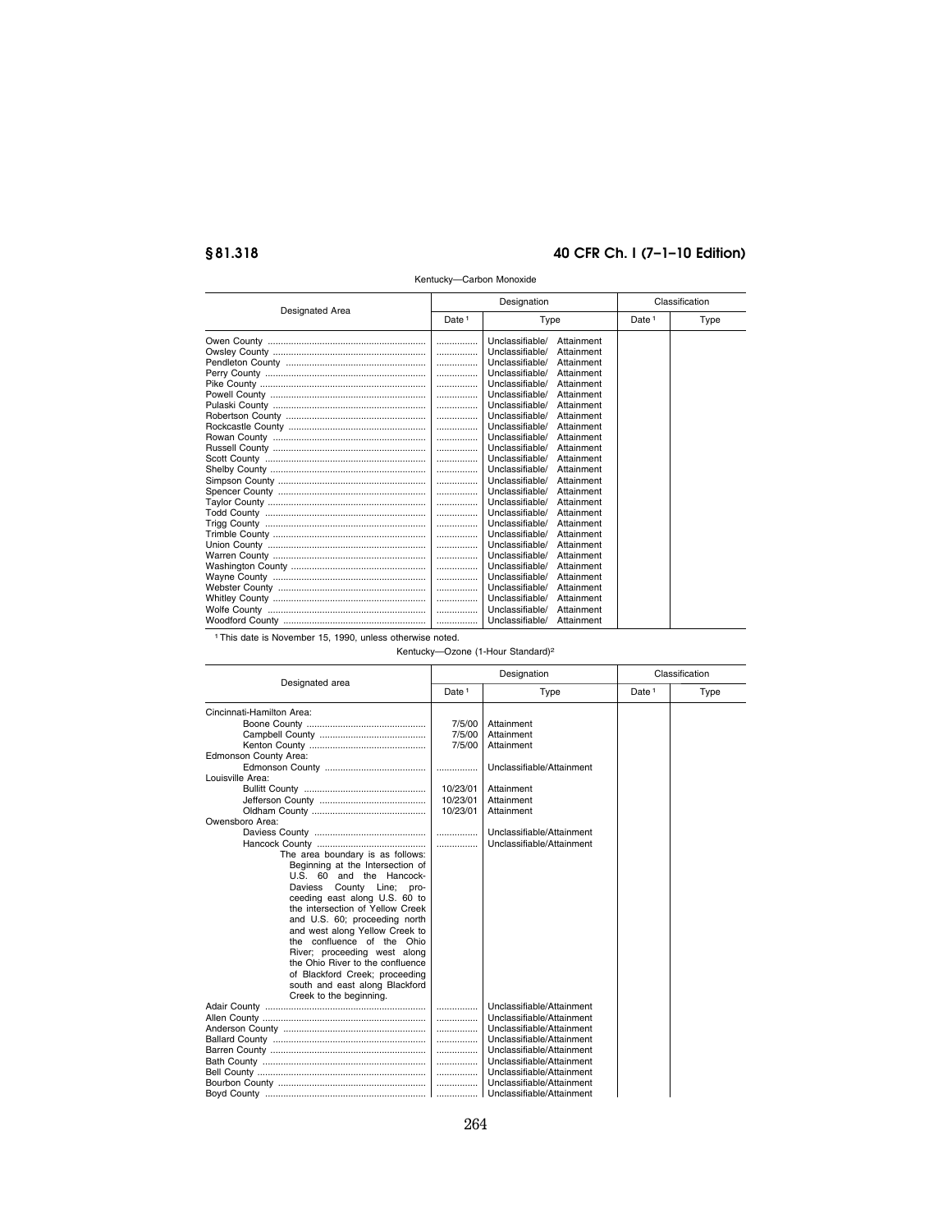## § 81.318

Kentucky—Carbon Monoxide

| Designated Area | Designation | | Classification | |
|---|---|---|---|---|
| | Date [1] | Type | Date [1] | Type |
| Owen County | ................ | Unclassifiable/ Attainment | | |
| Owsley County | ................ | Unclassifiable/ Attainment | | |
| Pendleton County | ................ | Unclassifiable/ Attainment | | |
| Perry County | ................ | Unclassifiable/ Attainment | | |
| Pike County | ................ | Unclassifiable/ Attainment | | |
| Powell County | ................ | Unclassifiable/ Attainment | | |
| Pulaski County | ................ | Unclassifiable/ Attainment | | |
| Robertson County | ................ | Unclassifiable/ Attainment | | |
| Rockcastle County | ................ | Unclassifiable/ Attainment | | |
| Rowan County | ................ | Unclassifiable/ Attainment | | |
| Russell County | ................ | Unclassifiable/ Attainment | | |
| Scott County | ................ | Unclassifiable/ Attainment | | |
| Shelby County | ................ | Unclassifiable/ Attainment | | |
| Simpson County | ................ | Unclassifiable/ Attainment | | |
| Spencer County | ................ | Unclassifiable/ Attainment | | |
| Taylor County | ................ | Unclassifiable/ Attainment | | |
| Todd County | ................ | Unclassifiable/ Attainment | | |
| Trigg County | ................ | Unclassifiable/ Attainment | | |
| Trimble County | ................ | Unclassifiable/ Attainment | | |
| Union County | ................ | Unclassifiable/ Attainment | | |
| Warren County | ................ | Unclassifiable/ Attainment | | |
| Washington County | ................ | Unclassifiable/ Attainment | | |
| Wayne County | ................ | Unclassifiable/ Attainment | | |
| Webster County | ................ | Unclassifiable/ Attainment | | |
| Whitley County | ................ | Unclassifiable/ Attainment | | |
| Wolfe County | ................ | Unclassifiable/ Attainment | | |
| Woodford County | ................ | Unclassifiable/ Attainment | | |

[1] This date is November 15, 1990, unless otherwise noted.

Kentucky—Ozone (1-Hour Standard)[2]

| Designated area | Designation | | Classification | |
|---|---|---|---|---|
| | Date [1] | Type | Date [1] | Type |
| Cincinnati-Hamilton Area: | | | | |
| Boone County | 7/5/00 | Attainment | | |
| Campbell County | 7/5/00 | Attainment | | |
| Kenton County | 7/5/00 | Attainment | | |
| Edmonson County Area: | | | | |
| Edmonson County | ................ | Unclassifiable/Attainment | | |
| Louisville Area: | | | | |
| Bullitt County | 10/23/01 | Attainment | | |
| Jefferson County | 10/23/01 | Attainment | | |
| Oldham County | 10/23/01 | Attainment | | |
| Owensboro Area: | | | | |
| Daviess County | ................ | Unclassifiable/Attainment | | |
| Hancock County | ................ | Unclassifiable/Attainment | | |
| The area boundary is as follows: Beginning at the Intersection of U.S. 60 and the Hancock-Daviess County Line; proceeding east along U.S. 60 to the intersection of Yellow Creek and U.S. 60; proceeding north and west along Yellow Creek to the confluence of the Ohio River; proceeding west along the Ohio River to the confluence of Blackford Creek; proceeding south and east along Blackford Creek to the beginning. | | | | |
| Adair County | ................ | Unclassifiable/Attainment | | |
| Allen County | ................ | Unclassifiable/Attainment | | |
| Anderson County | ................ | Unclassifiable/Attainment | | |
| Ballard County | ................ | Unclassifiable/Attainment | | |
| Barren County | ................ | Unclassifiable/Attainment | | |
| Bath County | ................ | Unclassifiable/Attainment | | |
| Bell County | ................ | Unclassifiable/Attainment | | |
| Bourbon County | ................ | Unclassifiable/Attainment | | |
| Boyd County | ................ | Unclassifiable/Attainment | | |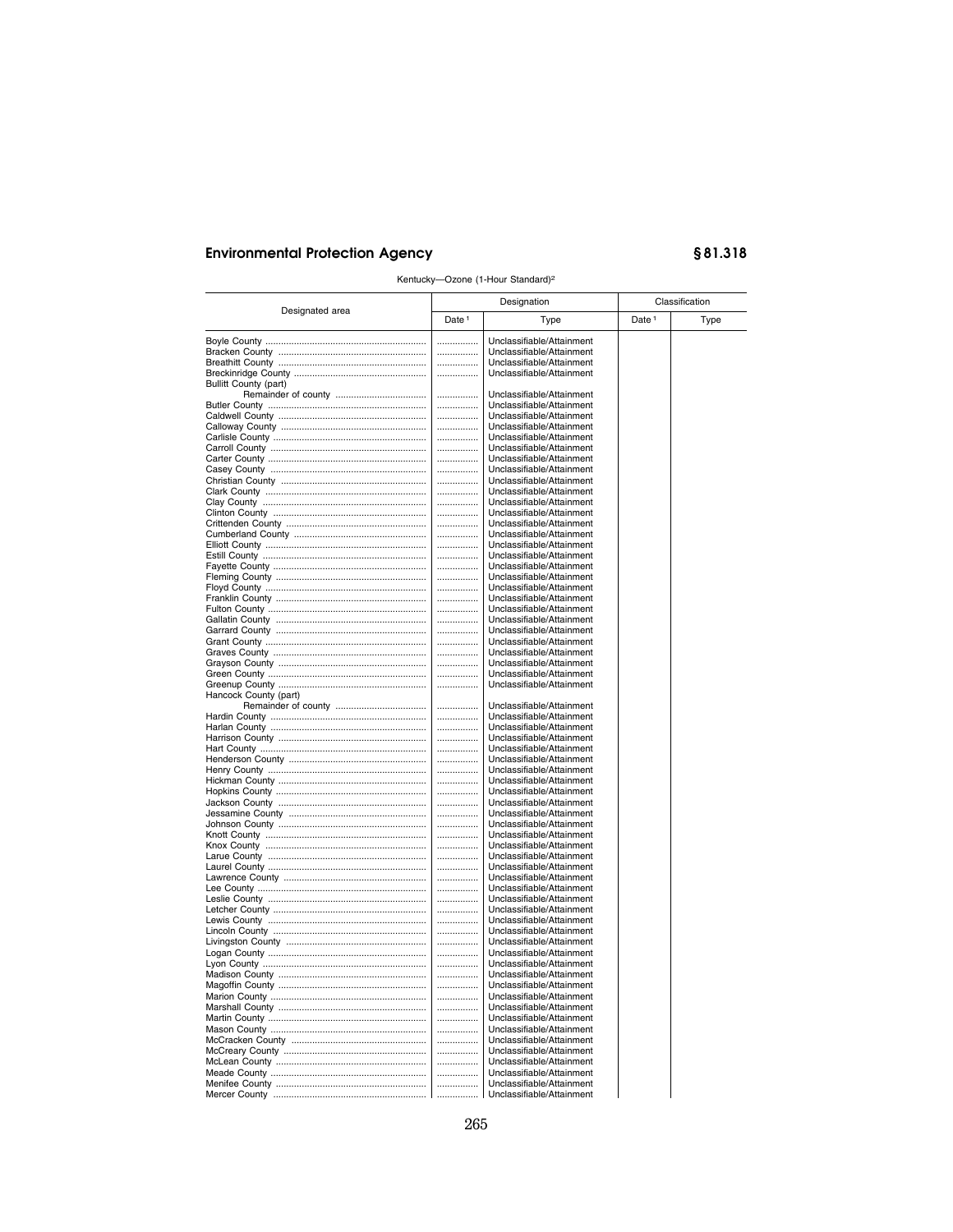Kentucky—Ozone (1-Hour Standard)[2]

| Designated area | Designation | | Classification | |
|---|---|---|---|---|
| | Date [1] | Type | Date [1] | Type |
| Boyle County | | Unclassifiable/Attainment | | |
| Bracken County | | Unclassifiable/Attainment | | |
| Breathitt County | | Unclassifiable/Attainment | | |
| Breckinridge County | | Unclassifiable/Attainment | | |
| Bullitt County (part) | | | | |
| Remainder of county | | Unclassifiable/Attainment | | |
| Butler County | | Unclassifiable/Attainment | | |
| Caldwell County | | Unclassifiable/Attainment | | |
| Calloway County | | Unclassifiable/Attainment | | |
| Carlisle County | | Unclassifiable/Attainment | | |
| Carroll County | | Unclassifiable/Attainment | | |
| Carter County | | Unclassifiable/Attainment | | |
| Casey County | | Unclassifiable/Attainment | | |
| Christian County | | Unclassifiable/Attainment | | |
| Clark County | | Unclassifiable/Attainment | | |
| Clay County | | Unclassifiable/Attainment | | |
| Clinton County | | Unclassifiable/Attainment | | |
| Crittenden County | | Unclassifiable/Attainment | | |
| Cumberland County | | Unclassifiable/Attainment | | |
| Elliott County | | Unclassifiable/Attainment | | |
| Estill County | | Unclassifiable/Attainment | | |
| Fayette County | | Unclassifiable/Attainment | | |
| Fleming County | | Unclassifiable/Attainment | | |
| Floyd County | | Unclassifiable/Attainment | | |
| Franklin County | | Unclassifiable/Attainment | | |
| Fulton County | | Unclassifiable/Attainment | | |
| Gallatin County | | Unclassifiable/Attainment | | |
| Garrard County | | Unclassifiable/Attainment | | |
| Grant County | | Unclassifiable/Attainment | | |
| Graves County | | Unclassifiable/Attainment | | |
| Grayson County | | Unclassifiable/Attainment | | |
| Green County | | Unclassifiable/Attainment | | |
| Greenup County | | Unclassifiable/Attainment | | |
| Hancock County (part) | | | | |
| Remainder of county | | Unclassifiable/Attainment | | |
| Hardin County | | Unclassifiable/Attainment | | |
| Harlan County | | Unclassifiable/Attainment | | |
| Harrison County | | Unclassifiable/Attainment | | |
| Hart County | | Unclassifiable/Attainment | | |
| Henderson County | | Unclassifiable/Attainment | | |
| Henry County | | Unclassifiable/Attainment | | |
| Hickman County | | Unclassifiable/Attainment | | |
| Hopkins County | | Unclassifiable/Attainment | | |
| Jackson County | | Unclassifiable/Attainment | | |
| Jessamine County | | Unclassifiable/Attainment | | |
| Johnson County | | Unclassifiable/Attainment | | |
| Knott County | | Unclassifiable/Attainment | | |
| Knox County | | Unclassifiable/Attainment | | |
| Larue County | | Unclassifiable/Attainment | | |
| Laurel County | | Unclassifiable/Attainment | | |
| Lawrence County | | Unclassifiable/Attainment | | |
| Lee County | | Unclassifiable/Attainment | | |
| Leslie County | | Unclassifiable/Attainment | | |
| Letcher County | | Unclassifiable/Attainment | | |
| Lewis County | | Unclassifiable/Attainment | | |
| Lincoln County | | Unclassifiable/Attainment | | |
| Livingston County | | Unclassifiable/Attainment | | |
| Logan County | | Unclassifiable/Attainment | | |
| Lyon County | | Unclassifiable/Attainment | | |
| Madison County | | Unclassifiable/Attainment | | |
| Magoffin County | | Unclassifiable/Attainment | | |
| Marion County | | Unclassifiable/Attainment | | |
| Marshall County | | Unclassifiable/Attainment | | |
| Martin County | | Unclassifiable/Attainment | | |
| Mason County | | Unclassifiable/Attainment | | |
| McCracken County | | Unclassifiable/Attainment | | |
| McCreary County | | Unclassifiable/Attainment | | |
| McLean County | | Unclassifiable/Attainment | | |
| Meade County | | Unclassifiable/Attainment | | |
| Menifee County | | Unclassifiable/Attainment | | |
| Mercer County | | Unclassifiable/Attainment | | |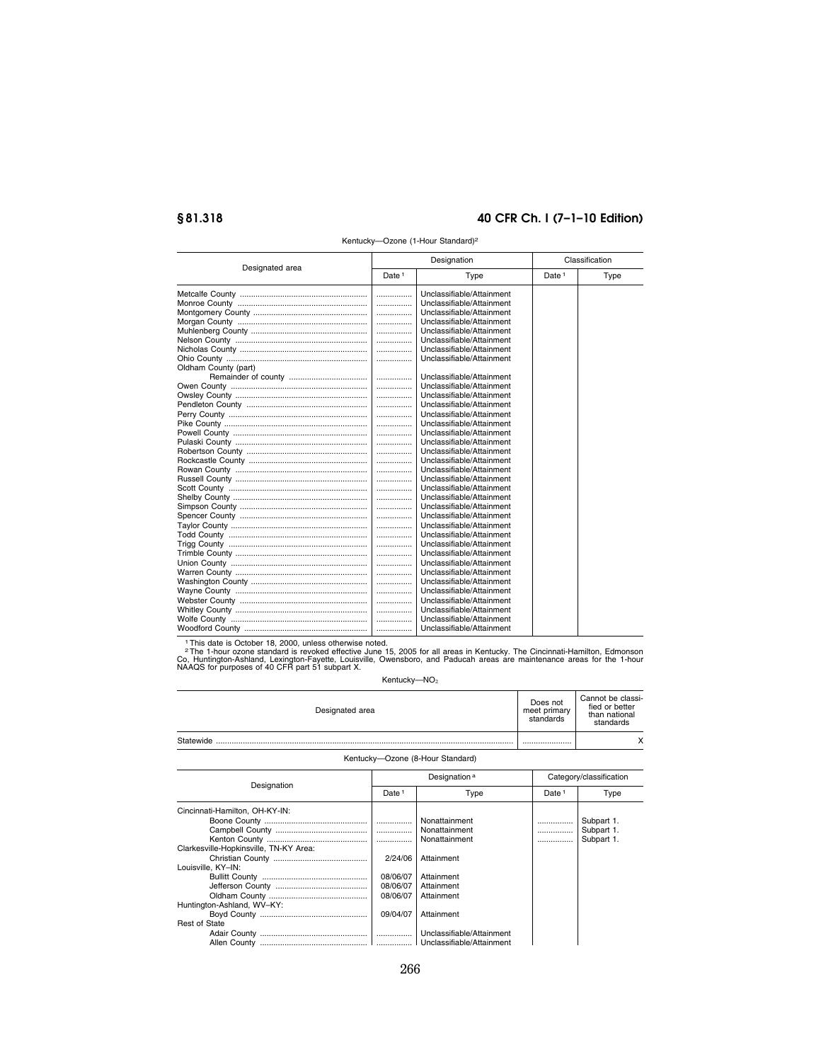Kentucky—Ozone (1-Hour Standard)[2]

| Designated area | Designation | | Classification | |
|---|---|---|---|---|
| | Date [1] | Type | Date [1] | Type |
| Metcalfe County | ............... | Unclassifiable/Attainment | | |
| Monroe County | ............... | Unclassifiable/Attainment | | |
| Montgomery County | ............... | Unclassifiable/Attainment | | |
| Morgan County | ............... | Unclassifiable/Attainment | | |
| Muhlenberg County | ............... | Unclassifiable/Attainment | | |
| Nelson County | ............... | Unclassifiable/Attainment | | |
| Nicholas County | ............... | Unclassifiable/Attainment | | |
| Ohio County | ............... | Unclassifiable/Attainment | | |
| Oldham County (part) | | | | |
| Remainder of county | ............... | Unclassifiable/Attainment | | |
| Owen County | ............... | Unclassifiable/Attainment | | |
| Owsley County | ............... | Unclassifiable/Attainment | | |
| Pendleton County | ............... | Unclassifiable/Attainment | | |
| Perry County | ............... | Unclassifiable/Attainment | | |
| Pike County | ............... | Unclassifiable/Attainment | | |
| Powell County | ............... | Unclassifiable/Attainment | | |
| Pulaski County | ............... | Unclassifiable/Attainment | | |
| Robertson County | ............... | Unclassifiable/Attainment | | |
| Rockcastle County | ............... | Unclassifiable/Attainment | | |
| Rowan County | ............... | Unclassifiable/Attainment | | |
| Russell County | ............... | Unclassifiable/Attainment | | |
| Scott County | ............... | Unclassifiable/Attainment | | |
| Shelby County | ............... | Unclassifiable/Attainment | | |
| Simpson County | ............... | Unclassifiable/Attainment | | |
| Spencer County | ............... | Unclassifiable/Attainment | | |
| Taylor County | ............... | Unclassifiable/Attainment | | |
| Todd County | ............... | Unclassifiable/Attainment | | |
| Trigg County | ............... | Unclassifiable/Attainment | | |
| Trimble County | ............... | Unclassifiable/Attainment | | |
| Union County | ............... | Unclassifiable/Attainment | | |
| Warren County | ............... | Unclassifiable/Attainment | | |
| Washington County | ............... | Unclassifiable/Attainment | | |
| Wayne County | ............... | Unclassifiable/Attainment | | |
| Webster County | ............... | Unclassifiable/Attainment | | |
| Whitley County | ............... | Unclassifiable/Attainment | | |
| Wolfe County | ............... | Unclassifiable/Attainment | | |
| Woodford County | ............... | Unclassifiable/Attainment | | |

[1] This date is October 18, 2000, unless otherwise noted.

[2] The 1-hour ozone standard is revoked effective June 15, 2005 for all areas in Kentucky. The Cincinnati-Hamilton, Edmonson Co, Huntington-Ashland, Lexington-Fayette, Louisville, Owensboro, and Paducah areas are maintenance areas for the 1-hour NAAQS for purposes of 40 CFR part 51 subpart X.

Kentucky—$NO_2$

| Designated area | Does not meet primary standards | Cannot be classified or better than national standards |
|---|---|---|
| Statewide | ..................... | X |

Kentucky—Ozone (8-Hour Standard)

| Designation | Designation [a] | | Category/classification | |
|---|---|---|---|---|
| | Date [1] | Type | Date [1] | Type |
| Cincinnati-Hamilton, OH-KY-IN: | | | | |
| Boone County | ............... | Nonattainment | ............... | Subpart 1. |
| Campbell County | ............... | Nonattainment | ............... | Subpart 1. |
| Kenton County | ............... | Nonattainment | ............... | Subpart 1. |
| Clarkesville-Hopkinsville, TN-KY Area: | | | | |
| Christian County | 2/24/06 | Attainment | | |
| Louisville, KY–IN: | | | | |
| Bullitt County | 08/06/07 | Attainment | | |
| Jefferson County | 08/06/07 | Attainment | | |
| Oldham County | 08/06/07 | Attainment | | |
| Huntington-Ashland, WV–KY: | | | | |
| Boyd County | 09/04/07 | Attainment | | |
| Rest of State | | | | |
| Adair County | ............... | Unclassifiable/Attainment | | |
| Allen County | ............... | Unclassifiable/Attainment | | |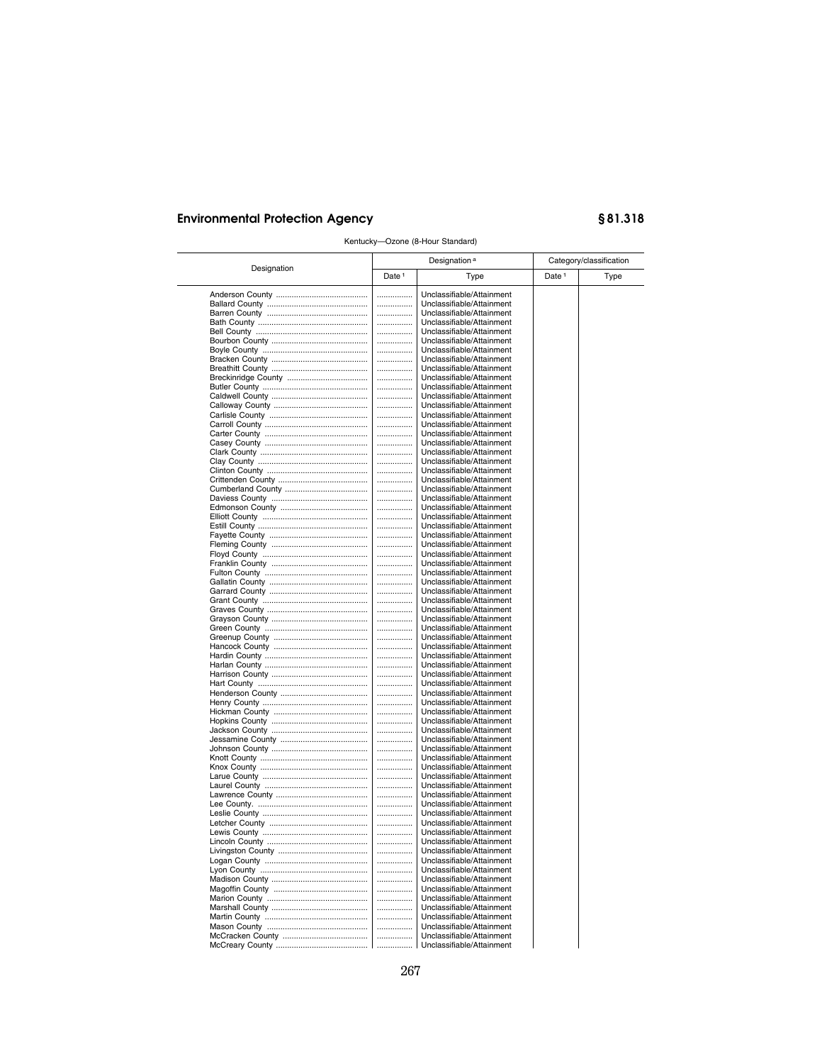Kentucky—Ozone (8-Hour Standard)

| Designation | Designation[a] | | Category/classification | |
|---|---|---|---|---|
| | Date[1] | Type | Date[1] | Type |
| Anderson County | ................ | Unclassifiable/Attainment | | |
| Ballard County | ................ | Unclassifiable/Attainment | | |
| Barren County | ................ | Unclassifiable/Attainment | | |
| Bath County | ................ | Unclassifiable/Attainment | | |
| Bell County | ................ | Unclassifiable/Attainment | | |
| Bourbon County | ................ | Unclassifiable/Attainment | | |
| Boyle County | ................ | Unclassifiable/Attainment | | |
| Bracken County | ................ | Unclassifiable/Attainment | | |
| Breathitt County | ................ | Unclassifiable/Attainment | | |
| Breckinridge County | ................ | Unclassifiable/Attainment | | |
| Butler County | ................ | Unclassifiable/Attainment | | |
| Caldwell County | ................ | Unclassifiable/Attainment | | |
| Calloway County | ................ | Unclassifiable/Attainment | | |
| Carlisle County | ................ | Unclassifiable/Attainment | | |
| Carroll County | ................ | Unclassifiable/Attainment | | |
| Carter County | ................ | Unclassifiable/Attainment | | |
| Casey County | ................ | Unclassifiable/Attainment | | |
| Clark County | ................ | Unclassifiable/Attainment | | |
| Clay County | ................ | Unclassifiable/Attainment | | |
| Clinton County | ................ | Unclassifiable/Attainment | | |
| Crittenden County | ................ | Unclassifiable/Attainment | | |
| Cumberland County | ................ | Unclassifiable/Attainment | | |
| Daviess County | ................ | Unclassifiable/Attainment | | |
| Edmonson County | ................ | Unclassifiable/Attainment | | |
| Elliott County | ................ | Unclassifiable/Attainment | | |
| Estill County | ................ | Unclassifiable/Attainment | | |
| Fayette County | ................ | Unclassifiable/Attainment | | |
| Fleming County | ................ | Unclassifiable/Attainment | | |
| Floyd County | ................ | Unclassifiable/Attainment | | |
| Franklin County | ................ | Unclassifiable/Attainment | | |
| Fulton County | ................ | Unclassifiable/Attainment | | |
| Gallatin County | ................ | Unclassifiable/Attainment | | |
| Garrard County | ................ | Unclassifiable/Attainment | | |
| Grant County | ................ | Unclassifiable/Attainment | | |
| Graves County | ................ | Unclassifiable/Attainment | | |
| Grayson County | ................ | Unclassifiable/Attainment | | |
| Green County | ................ | Unclassifiable/Attainment | | |
| Greenup County | ................ | Unclassifiable/Attainment | | |
| Hancock County | ................ | Unclassifiable/Attainment | | |
| Hardin County | ................ | Unclassifiable/Attainment | | |
| Harlan County | ................ | Unclassifiable/Attainment | | |
| Harrison County | ................ | Unclassifiable/Attainment | | |
| Hart County | ................ | Unclassifiable/Attainment | | |
| Henderson County | ................ | Unclassifiable/Attainment | | |
| Henry County | ................ | Unclassifiable/Attainment | | |
| Hickman County | ................ | Unclassifiable/Attainment | | |
| Hopkins County | ................ | Unclassifiable/Attainment | | |
| Jackson County | ................ | Unclassifiable/Attainment | | |
| Jessamine County | ................ | Unclassifiable/Attainment | | |
| Johnson County | ................ | Unclassifiable/Attainment | | |
| Knott County | ................ | Unclassifiable/Attainment | | |
| Knox County | ................ | Unclassifiable/Attainment | | |
| Larue County | ................ | Unclassifiable/Attainment | | |
| Laurel County | ................ | Unclassifiable/Attainment | | |
| Lawrence County | ................ | Unclassifiable/Attainment | | |
| Lee County. | ................ | Unclassifiable/Attainment | | |
| Leslie County | ................ | Unclassifiable/Attainment | | |
| Letcher County | ................ | Unclassifiable/Attainment | | |
| Lewis County | ................ | Unclassifiable/Attainment | | |
| Lincoln County | ................ | Unclassifiable/Attainment | | |
| Livingston County | ................ | Unclassifiable/Attainment | | |
| Logan County | ................ | Unclassifiable/Attainment | | |
| Lyon County | ................ | Unclassifiable/Attainment | | |
| Madison County | ................ | Unclassifiable/Attainment | | |
| Magoffin County | ................ | Unclassifiable/Attainment | | |
| Marion County | ................ | Unclassifiable/Attainment | | |
| Marshall County | ................ | Unclassifiable/Attainment | | |
| Martin County | ................ | Unclassifiable/Attainment | | |
| Mason County | ................ | Unclassifiable/Attainment | | |
| McCracken County | ................ | Unclassifiable/Attainment | | |
| McCreary County | ................ | Unclassifiable/Attainment | | |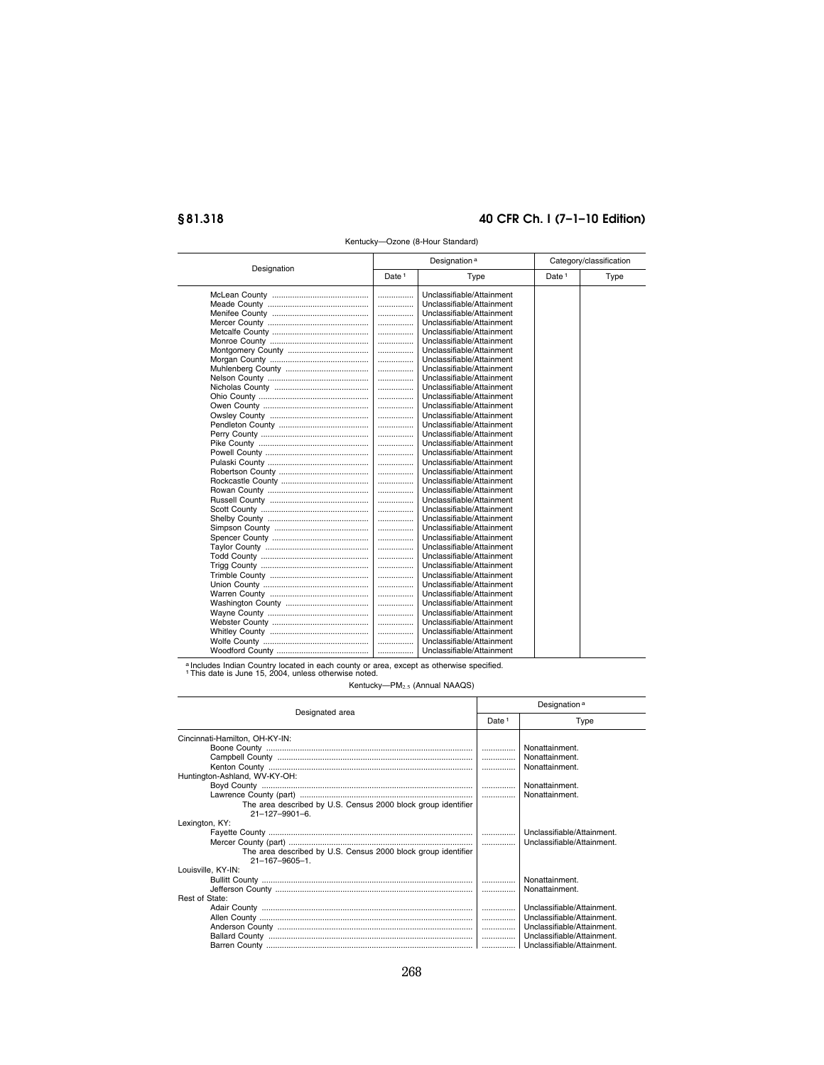Kentucky—Ozone (8-Hour Standard)

| Designation | Designation[a] | | Category/classification | |
|---|---|---|---|---|
| | Date[1] | Type | Date[1] | Type |
| McLean County | ............... | Unclassifiable/Attainment | | |
| Meade County | ............... | Unclassifiable/Attainment | | |
| Menifee County | ............... | Unclassifiable/Attainment | | |
| Mercer County | ............... | Unclassifiable/Attainment | | |
| Metcalfe County | ............... | Unclassifiable/Attainment | | |
| Monroe County | ............... | Unclassifiable/Attainment | | |
| Montgomery County | ............... | Unclassifiable/Attainment | | |
| Morgan County | ............... | Unclassifiable/Attainment | | |
| Muhlenberg County | ............... | Unclassifiable/Attainment | | |
| Nelson County | ............... | Unclassifiable/Attainment | | |
| Nicholas County | ............... | Unclassifiable/Attainment | | |
| Ohio County | ............... | Unclassifiable/Attainment | | |
| Owen County | ............... | Unclassifiable/Attainment | | |
| Owsley County | ............... | Unclassifiable/Attainment | | |
| Pendleton County | ............... | Unclassifiable/Attainment | | |
| Perry County | ............... | Unclassifiable/Attainment | | |
| Pike County | ............... | Unclassifiable/Attainment | | |
| Powell County | ............... | Unclassifiable/Attainment | | |
| Pulaski County | ............... | Unclassifiable/Attainment | | |
| Robertson County | ............... | Unclassifiable/Attainment | | |
| Rockcastle County | ............... | Unclassifiable/Attainment | | |
| Rowan County | ............... | Unclassifiable/Attainment | | |
| Russell County | ............... | Unclassifiable/Attainment | | |
| Scott County | ............... | Unclassifiable/Attainment | | |
| Shelby County | ............... | Unclassifiable/Attainment | | |
| Simpson County | ............... | Unclassifiable/Attainment | | |
| Spencer County | ............... | Unclassifiable/Attainment | | |
| Taylor County | ............... | Unclassifiable/Attainment | | |
| Todd County | ............... | Unclassifiable/Attainment | | |
| Trigg County | ............... | Unclassifiable/Attainment | | |
| Trimble County | ............... | Unclassifiable/Attainment | | |
| Union County | ............... | Unclassifiable/Attainment | | |
| Warren County | ............... | Unclassifiable/Attainment | | |
| Washington County | ............... | Unclassifiable/Attainment | | |
| Wayne County | ............... | Unclassifiable/Attainment | | |
| Webster County | ............... | Unclassifiable/Attainment | | |
| Whitley County | ............... | Unclassifiable/Attainment | | |
| Wolfe County | ............... | Unclassifiable/Attainment | | |
| Woodford County | ............... | Unclassifiable/Attainment | | |

[a] Includes Indian Country located in each county or area, except as otherwise specified.
[1] This date is June 15, 2004, unless otherwise noted.

Kentucky—$PM_{2.5}$ (Annual NAAQS)

| Designated area | Designation[a] | |
|---|---|---|
| | Date[1] | Type |
| Cincinnati-Hamilton, OH-KY-IN: | | |
| Boone County | ............... | Nonattainment. |
| Campbell County | ............... | Nonattainment. |
| Kenton County | ............... | Nonattainment. |
| Huntington-Ashland, WV-KY-OH: | | |
| Boyd County | ............... | Nonattainment. |
| Lawrence County (part) | ............... | Nonattainment. |
| The area described by U.S. Census 2000 block group identifier 21–127–9901–6. | | |
| Lexington, KY: | | |
| Fayette County | ............... | Unclassifiable/Attainment. |
| Mercer County (part) | ............... | Unclassifiable/Attainment. |
| The area described by U.S. Census 2000 block group identifier 21–167–9605–1. | | |
| Louisville, KY-IN: | | |
| Bullitt County | ............... | Nonattainment. |
| Jefferson County | ............... | Nonattainment. |
| Rest of State: | | |
| Adair County | ............... | Unclassifiable/Attainment. |
| Allen County | ............... | Unclassifiable/Attainment. |
| Anderson County | ............... | Unclassifiable/Attainment. |
| Ballard County | ............... | Unclassifiable/Attainment. |
| Barren County | ............... | Unclassifiable/Attainment. |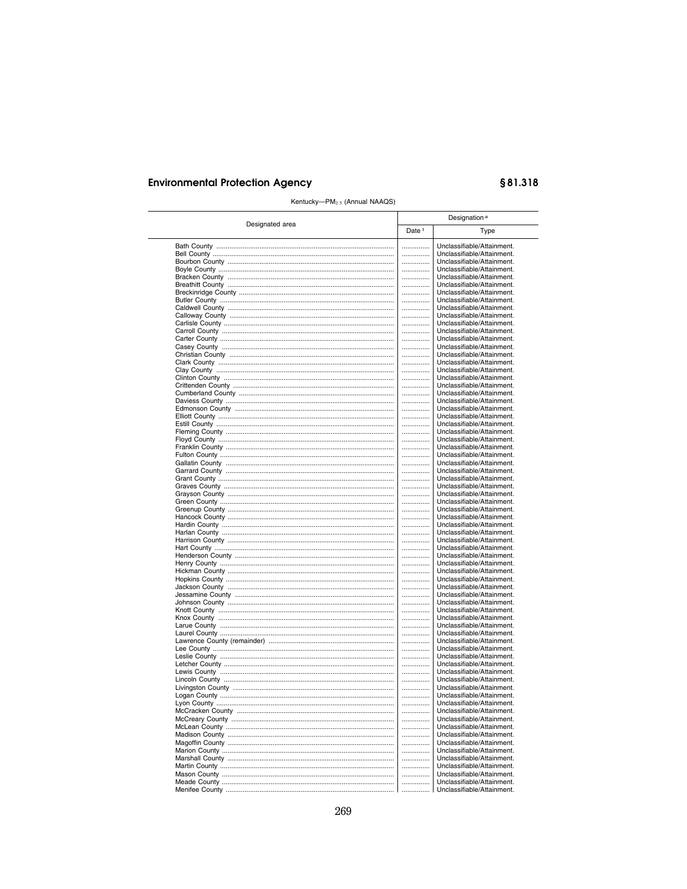Kentucky—$PM_{2.5}$ (Annual NAAQS)

| Designated area | Designation [a] | |
|---|---|---|
| | Date [1] | Type |
| Bath County | ............... | Unclassifiable/Attainment. |
| Bell County | ............... | Unclassifiable/Attainment. |
| Bourbon County | ............... | Unclassifiable/Attainment. |
| Boyle County | ............... | Unclassifiable/Attainment. |
| Bracken County | ............... | Unclassifiable/Attainment. |
| Breathitt County | ............... | Unclassifiable/Attainment. |
| Breckinridge County | ............... | Unclassifiable/Attainment. |
| Butler County | ............... | Unclassifiable/Attainment. |
| Caldwell County | ............... | Unclassifiable/Attainment. |
| Calloway County | ............... | Unclassifiable/Attainment. |
| Carlisle County | ............... | Unclassifiable/Attainment. |
| Carroll County | ............... | Unclassifiable/Attainment. |
| Carter County | ............... | Unclassifiable/Attainment. |
| Casey County | ............... | Unclassifiable/Attainment. |
| Christian County | ............... | Unclassifiable/Attainment. |
| Clark County | ............... | Unclassifiable/Attainment. |
| Clay County | ............... | Unclassifiable/Attainment. |
| Clinton County | ............... | Unclassifiable/Attainment. |
| Crittenden County | ............... | Unclassifiable/Attainment. |
| Cumberland County | ............... | Unclassifiable/Attainment. |
| Daviess County | ............... | Unclassifiable/Attainment. |
| Edmonson County | ............... | Unclassifiable/Attainment. |
| Elliott County | ............... | Unclassifiable/Attainment. |
| Estill County | ............... | Unclassifiable/Attainment. |
| Fleming County | ............... | Unclassifiable/Attainment. |
| Floyd County | ............... | Unclassifiable/Attainment. |
| Franklin County | ............... | Unclassifiable/Attainment. |
| Fulton County | ............... | Unclassifiable/Attainment. |
| Gallatin County | ............... | Unclassifiable/Attainment. |
| Garrard County | ............... | Unclassifiable/Attainment. |
| Grant County | ............... | Unclassifiable/Attainment. |
| Graves County | ............... | Unclassifiable/Attainment. |
| Grayson County | ............... | Unclassifiable/Attainment. |
| Green County | ............... | Unclassifiable/Attainment. |
| Greenup County | ............... | Unclassifiable/Attainment. |
| Hancock County | ............... | Unclassifiable/Attainment. |
| Hardin County | ............... | Unclassifiable/Attainment. |
| Harlan County | ............... | Unclassifiable/Attainment. |
| Harrison County | ............... | Unclassifiable/Attainment. |
| Hart County | ............... | Unclassifiable/Attainment. |
| Henderson County | ............... | Unclassifiable/Attainment. |
| Henry County | ............... | Unclassifiable/Attainment. |
| Hickman County | ............... | Unclassifiable/Attainment. |
| Hopkins County | ............... | Unclassifiable/Attainment. |
| Jackson County | ............... | Unclassifiable/Attainment. |
| Jessamine County | ............... | Unclassifiable/Attainment. |
| Johnson County | ............... | Unclassifiable/Attainment. |
| Knott County | ............... | Unclassifiable/Attainment. |
| Knox County | ............... | Unclassifiable/Attainment. |
| Larue County | ............... | Unclassifiable/Attainment. |
| Laurel County | ............... | Unclassifiable/Attainment. |
| Lawrence County (remainder) | ............... | Unclassifiable/Attainment. |
| Lee County | ............... | Unclassifiable/Attainment. |
| Leslie County | ............... | Unclassifiable/Attainment. |
| Letcher County | ............... | Unclassifiable/Attainment. |
| Lewis County | ............... | Unclassifiable/Attainment. |
| Lincoln County | ............... | Unclassifiable/Attainment. |
| Livingston County | ............... | Unclassifiable/Attainment. |
| Logan County | ............... | Unclassifiable/Attainment. |
| Lyon County | ............... | Unclassifiable/Attainment. |
| McCracken County | ............... | Unclassifiable/Attainment. |
| McCreary County | ............... | Unclassifiable/Attainment. |
| McLean County | ............... | Unclassifiable/Attainment. |
| Madison County | ............... | Unclassifiable/Attainment. |
| Magoffin County | ............... | Unclassifiable/Attainment. |
| Marion County | ............... | Unclassifiable/Attainment. |
| Marshall County | ............... | Unclassifiable/Attainment. |
| Martin County | ............... | Unclassifiable/Attainment. |
| Mason County | ............... | Unclassifiable/Attainment. |
| Meade County | ............... | Unclassifiable/Attainment. |
| Menifee County | ............... | Unclassifiable/Attainment. |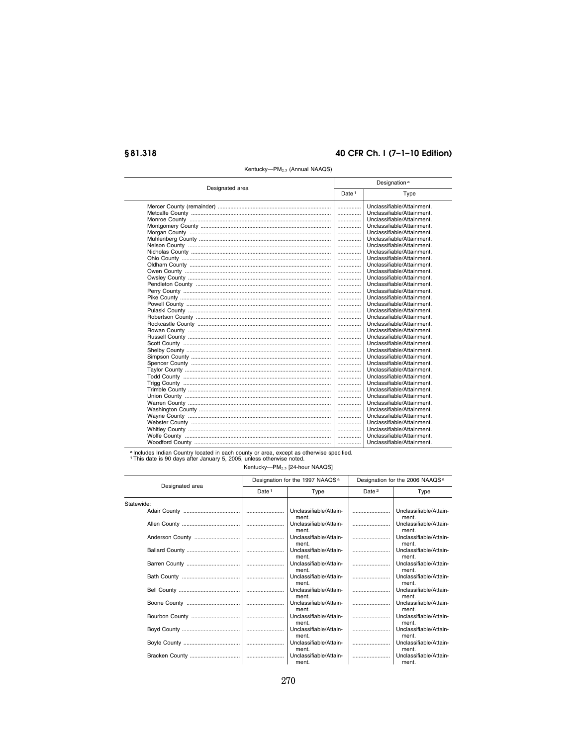Kentucky—$PM_{2.5}$ (Annual NAAQS)

| Designated area | Designation[a] | |
|---|---|---|
| | Date[1] | Type |
| Mercer County (remainder) | ............... | Unclassifiable/Attainment. |
| Metcalfe County | ............... | Unclassifiable/Attainment. |
| Monroe County | ............... | Unclassifiable/Attainment. |
| Montgomery County | ............... | Unclassifiable/Attainment. |
| Morgan County | ............... | Unclassifiable/Attainment. |
| Muhlenberg County | ............... | Unclassifiable/Attainment. |
| Nelson County | ............... | Unclassifiable/Attainment. |
| Nicholas County | ............... | Unclassifiable/Attainment. |
| Ohio County | ............... | Unclassifiable/Attainment. |
| Oldham County | ............... | Unclassifiable/Attainment. |
| Owen County | ............... | Unclassifiable/Attainment. |
| Owsley County | ............... | Unclassifiable/Attainment. |
| Pendleton County | ............... | Unclassifiable/Attainment. |
| Perry County | ............... | Unclassifiable/Attainment. |
| Pike County | ............... | Unclassifiable/Attainment. |
| Powell County | ............... | Unclassifiable/Attainment. |
| Pulaski County | ............... | Unclassifiable/Attainment. |
| Robertson County | ............... | Unclassifiable/Attainment. |
| Rockcastle County | ............... | Unclassifiable/Attainment. |
| Rowan County | ............... | Unclassifiable/Attainment. |
| Russell County | ............... | Unclassifiable/Attainment. |
| Scott County | ............... | Unclassifiable/Attainment. |
| Shelby County | ............... | Unclassifiable/Attainment. |
| Simpson County | ............... | Unclassifiable/Attainment. |
| Spencer County | ............... | Unclassifiable/Attainment. |
| Taylor County | ............... | Unclassifiable/Attainment. |
| Todd County | ............... | Unclassifiable/Attainment. |
| Trigg County | ............... | Unclassifiable/Attainment. |
| Trimble County | ............... | Unclassifiable/Attainment. |
| Union County | ............... | Unclassifiable/Attainment. |
| Warren County | ............... | Unclassifiable/Attainment. |
| Washington County | ............... | Unclassifiable/Attainment. |
| Wayne County | ............... | Unclassifiable/Attainment. |
| Webster County | ............... | Unclassifiable/Attainment. |
| Whitley County | ............... | Unclassifiable/Attainment. |
| Wolfe County | ............... | Unclassifiable/Attainment. |
| Woodford County | ............... | Unclassifiable/Attainment. |

[a] Includes Indian Country located in each county or area, except as otherwise specified.
[1] This date is 90 days after January 5, 2005, unless otherwise noted.

Kentucky—$PM_{2.5}$ [24-hour NAAQS]

| Designated area | Designation for the 1997 NAAQS[a] | | Designation for the 2006 NAAQS[a] | |
|---|---|---|---|---|
| | Date[1] | Type | Date[2] | Type |
| Statewide: | | | | |
| Adair County | ........................ | Unclassifiable/Attainment. | ........................ | Unclassifiable/Attainment. |
| Allen County | ........................ | Unclassifiable/Attainment. | ........................ | Unclassifiable/Attainment. |
| Anderson County | ........................ | Unclassifiable/Attainment. | ........................ | Unclassifiable/Attainment. |
| Ballard County | ........................ | Unclassifiable/Attainment. | ........................ | Unclassifiable/Attainment. |
| Barren County | ........................ | Unclassifiable/Attainment. | ........................ | Unclassifiable/Attainment. |
| Bath County | ........................ | Unclassifiable/Attainment. | ........................ | Unclassifiable/Attainment. |
| Bell County | ........................ | Unclassifiable/Attainment. | ........................ | Unclassifiable/Attainment. |
| Boone County | ........................ | Unclassifiable/Attainment. | ........................ | Unclassifiable/Attainment. |
| Bourbon County | ........................ | Unclassifiable/Attainment. | ........................ | Unclassifiable/Attainment. |
| Boyd County | ........................ | Unclassifiable/Attainment. | ........................ | Unclassifiable/Attainment. |
| Boyle County | ........................ | Unclassifiable/Attainment. | ........................ | Unclassifiable/Attainment. |
| Bracken County | ........................ | Unclassifiable/Attainment. | ........................ | Unclassifiable/Attainment. |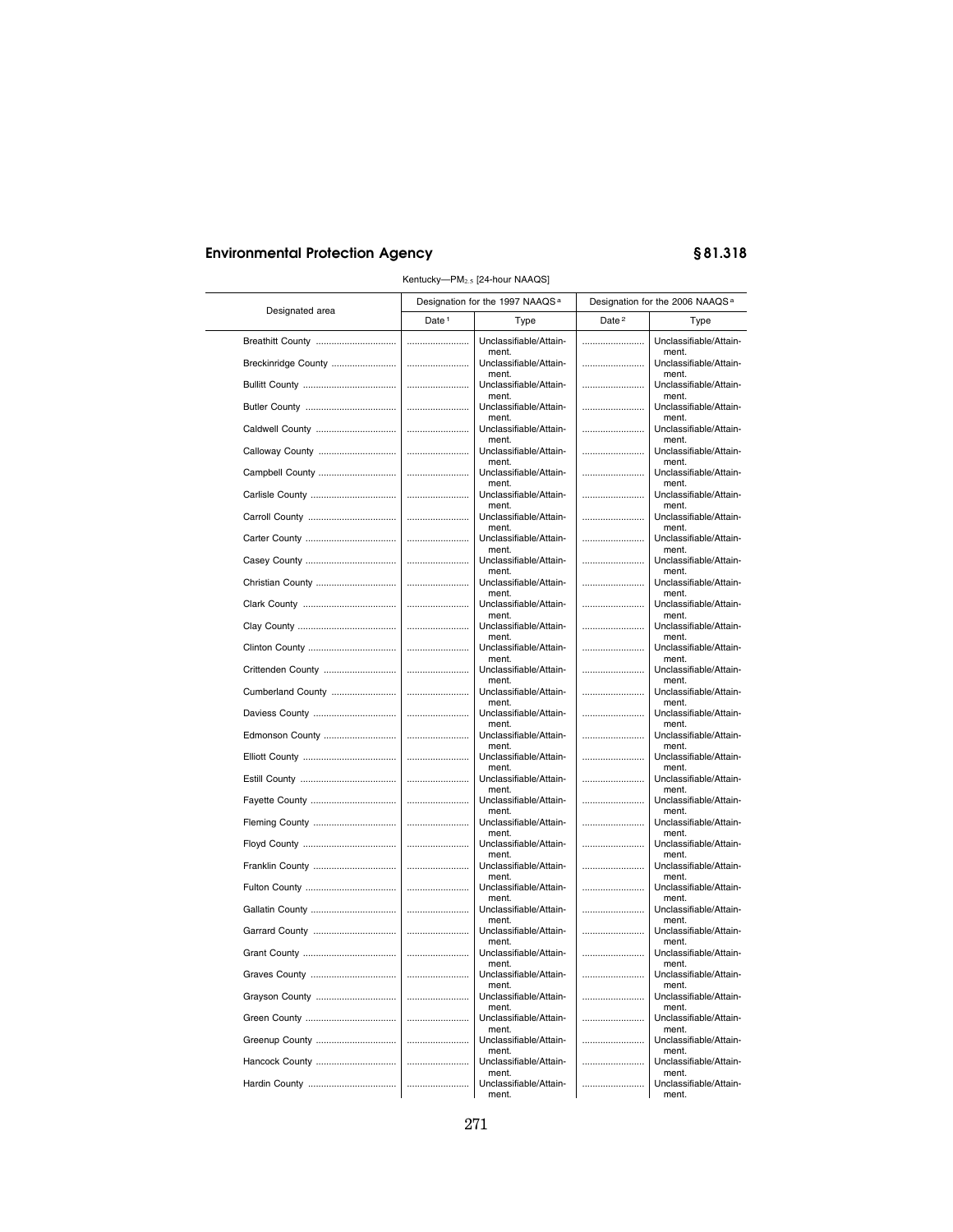Kentucky—$PM_{2.5}$ [24-hour NAAQS]

| Designated area | Designation for the 1997 NAAQS [a] | | Designation for the 2006 NAAQS [a] | |
|---|---|---|---|---|
| | Date [1] | Type | Date [2] | Type |
| Breathitt County | | Unclassifiable/Attainment. | | Unclassifiable/Attainment. |
| Breckinridge County | | Unclassifiable/Attainment. | | Unclassifiable/Attainment. |
| Bullitt County | | Unclassifiable/Attainment. | | Unclassifiable/Attainment. |
| Butler County | | Unclassifiable/Attainment. | | Unclassifiable/Attainment. |
| Caldwell County | | Unclassifiable/Attainment. | | Unclassifiable/Attainment. |
| Calloway County | | Unclassifiable/Attainment. | | Unclassifiable/Attainment. |
| Campbell County | | Unclassifiable/Attainment. | | Unclassifiable/Attainment. |
| Carlisle County | | Unclassifiable/Attainment. | | Unclassifiable/Attainment. |
| Carroll County | | Unclassifiable/Attainment. | | Unclassifiable/Attainment. |
| Carter County | | Unclassifiable/Attainment. | | Unclassifiable/Attainment. |
| Casey County | | Unclassifiable/Attainment. | | Unclassifiable/Attainment. |
| Christian County | | Unclassifiable/Attainment. | | Unclassifiable/Attainment. |
| Clark County | | Unclassifiable/Attainment. | | Unclassifiable/Attainment. |
| Clay County | | Unclassifiable/Attainment. | | Unclassifiable/Attainment. |
| Clinton County | | Unclassifiable/Attainment. | | Unclassifiable/Attainment. |
| Crittenden County | | Unclassifiable/Attainment. | | Unclassifiable/Attainment. |
| Cumberland County | | Unclassifiable/Attainment. | | Unclassifiable/Attainment. |
| Daviess County | | Unclassifiable/Attainment. | | Unclassifiable/Attainment. |
| Edmonson County | | Unclassifiable/Attainment. | | Unclassifiable/Attainment. |
| Elliott County | | Unclassifiable/Attainment. | | Unclassifiable/Attainment. |
| Estill County | | Unclassifiable/Attainment. | | Unclassifiable/Attainment. |
| Fayette County | | Unclassifiable/Attainment. | | Unclassifiable/Attainment. |
| Fleming County | | Unclassifiable/Attainment. | | Unclassifiable/Attainment. |
| Floyd County | | Unclassifiable/Attainment. | | Unclassifiable/Attainment. |
| Franklin County | | Unclassifiable/Attainment. | | Unclassifiable/Attainment. |
| Fulton County | | Unclassifiable/Attainment. | | Unclassifiable/Attainment. |
| Gallatin County | | Unclassifiable/Attainment. | | Unclassifiable/Attainment. |
| Garrard County | | Unclassifiable/Attainment. | | Unclassifiable/Attainment. |
| Grant County | | Unclassifiable/Attainment. | | Unclassifiable/Attainment. |
| Graves County | | Unclassifiable/Attainment. | | Unclassifiable/Attainment. |
| Grayson County | | Unclassifiable/Attainment. | | Unclassifiable/Attainment. |
| Green County | | Unclassifiable/Attainment. | | Unclassifiable/Attainment. |
| Greenup County | | Unclassifiable/Attainment. | | Unclassifiable/Attainment. |
| Hancock County | | Unclassifiable/Attainment. | | Unclassifiable/Attainment. |
| Hardin County | | Unclassifiable/Attainment. | | Unclassifiable/Attainment. |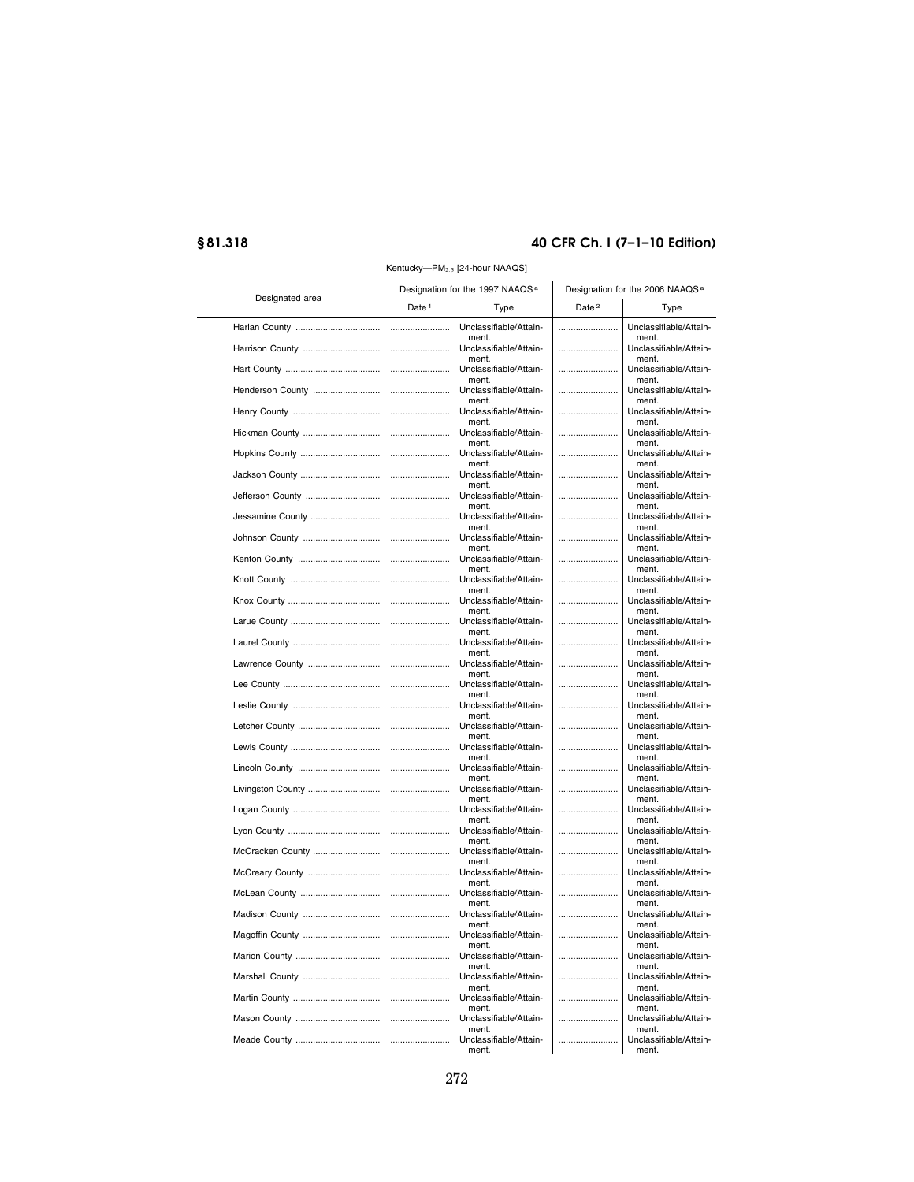Kentucky—$PM_{2.5}$ [24-hour NAAQS]

| Designated area | Designation for the 1997 NAAQS [a] | | Designation for the 2006 NAAQS [a] | |
|---|---|---|---|---|
| | Date [1] | Type | Date [2] | Type |
| Harlan County | | Unclassifiable/Attainment. | | Unclassifiable/Attainment. |
| Harrison County | | Unclassifiable/Attainment. | | Unclassifiable/Attainment. |
| Hart County | | Unclassifiable/Attainment. | | Unclassifiable/Attainment. |
| Henderson County | | Unclassifiable/Attainment. | | Unclassifiable/Attainment. |
| Henry County | | Unclassifiable/Attainment. | | Unclassifiable/Attainment. |
| Hickman County | | Unclassifiable/Attainment. | | Unclassifiable/Attainment. |
| Hopkins County | | Unclassifiable/Attainment. | | Unclassifiable/Attainment. |
| Jackson County | | Unclassifiable/Attainment. | | Unclassifiable/Attainment. |
| Jefferson County | | Unclassifiable/Attainment. | | Unclassifiable/Attainment. |
| Jessamine County | | Unclassifiable/Attainment. | | Unclassifiable/Attainment. |
| Johnson County | | Unclassifiable/Attainment. | | Unclassifiable/Attainment. |
| Kenton County | | Unclassifiable/Attainment. | | Unclassifiable/Attainment. |
| Knott County | | Unclassifiable/Attainment. | | Unclassifiable/Attainment. |
| Knox County | | Unclassifiable/Attainment. | | Unclassifiable/Attainment. |
| Larue County | | Unclassifiable/Attainment. | | Unclassifiable/Attainment. |
| Laurel County | | Unclassifiable/Attainment. | | Unclassifiable/Attainment. |
| Lawrence County | | Unclassifiable/Attainment. | | Unclassifiable/Attainment. |
| Lee County | | Unclassifiable/Attainment. | | Unclassifiable/Attainment. |
| Leslie County | | Unclassifiable/Attainment. | | Unclassifiable/Attainment. |
| Letcher County | | Unclassifiable/Attainment. | | Unclassifiable/Attainment. |
| Lewis County | | Unclassifiable/Attainment. | | Unclassifiable/Attainment. |
| Lincoln County | | Unclassifiable/Attainment. | | Unclassifiable/Attainment. |
| Livingston County | | Unclassifiable/Attainment. | | Unclassifiable/Attainment. |
| Logan County | | Unclassifiable/Attainment. | | Unclassifiable/Attainment. |
| Lyon County | | Unclassifiable/Attainment. | | Unclassifiable/Attainment. |
| McCracken County | | Unclassifiable/Attainment. | | Unclassifiable/Attainment. |
| McCreary County | | Unclassifiable/Attainment. | | Unclassifiable/Attainment. |
| McLean County | | Unclassifiable/Attainment. | | Unclassifiable/Attainment. |
| Madison County | | Unclassifiable/Attainment. | | Unclassifiable/Attainment. |
| Magoffin County | | Unclassifiable/Attainment. | | Unclassifiable/Attainment. |
| Marion County | | Unclassifiable/Attainment. | | Unclassifiable/Attainment. |
| Marshall County | | Unclassifiable/Attainment. | | Unclassifiable/Attainment. |
| Martin County | | Unclassifiable/Attainment. | | Unclassifiable/Attainment. |
| Mason County | | Unclassifiable/Attainment. | | Unclassifiable/Attainment. |
| Meade County | | Unclassifiable/Attainment. | | Unclassifiable/Attainment. |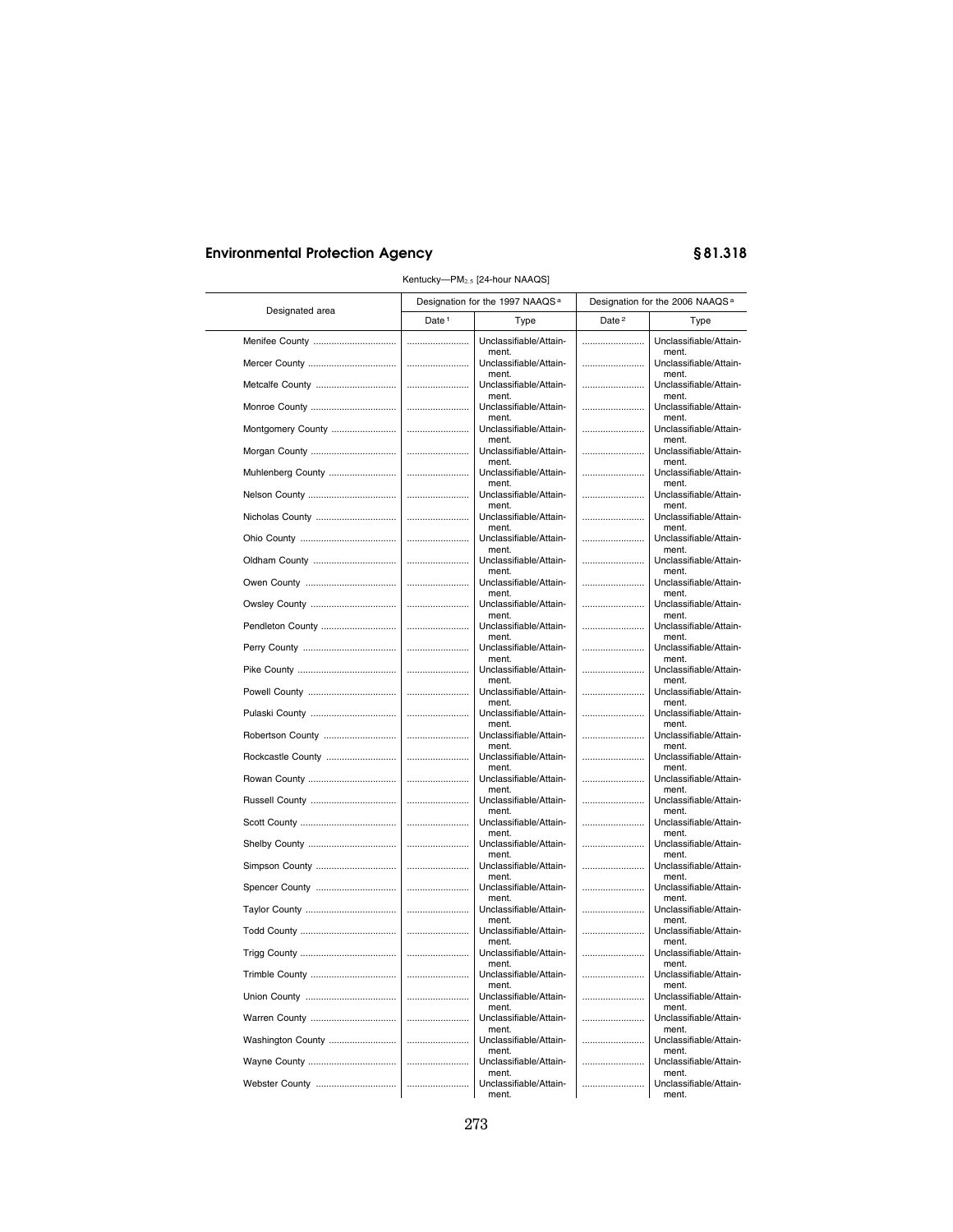Kentucky—$PM_{2.5}$ [24-hour NAAQS]

| Designated area | Designation for the 1997 NAAQS [a] | | Designation for the 2006 NAAQS [a] | |
|---|---|---|---|---|
| | Date [1] | Type | Date [2] | Type |
| Menifee County | ........................ | Unclassifiable/Attainment. | ........................ | Unclassifiable/Attainment. |
| Mercer County | ........................ | Unclassifiable/Attainment. | ........................ | Unclassifiable/Attainment. |
| Metcalfe County | ........................ | Unclassifiable/Attainment. | ........................ | Unclassifiable/Attainment. |
| Monroe County | ........................ | Unclassifiable/Attainment. | ........................ | Unclassifiable/Attainment. |
| Montgomery County | ........................ | Unclassifiable/Attainment. | ........................ | Unclassifiable/Attainment. |
| Morgan County | ........................ | Unclassifiable/Attainment. | ........................ | Unclassifiable/Attainment. |
| Muhlenberg County | ........................ | Unclassifiable/Attainment. | ........................ | Unclassifiable/Attainment. |
| Nelson County | ........................ | Unclassifiable/Attainment. | ........................ | Unclassifiable/Attainment. |
| Nicholas County | ........................ | Unclassifiable/Attainment. | ........................ | Unclassifiable/Attainment. |
| Ohio County | ........................ | Unclassifiable/Attainment. | ........................ | Unclassifiable/Attainment. |
| Oldham County | ........................ | Unclassifiable/Attainment. | ........................ | Unclassifiable/Attainment. |
| Owen County | ........................ | Unclassifiable/Attainment. | ........................ | Unclassifiable/Attainment. |
| Owsley County | ........................ | Unclassifiable/Attainment. | ........................ | Unclassifiable/Attainment. |
| Pendleton County | ........................ | Unclassifiable/Attainment. | ........................ | Unclassifiable/Attainment. |
| Perry County | ........................ | Unclassifiable/Attainment. | ........................ | Unclassifiable/Attainment. |
| Pike County | ........................ | Unclassifiable/Attainment. | ........................ | Unclassifiable/Attainment. |
| Powell County | ........................ | Unclassifiable/Attainment. | ........................ | Unclassifiable/Attainment. |
| Pulaski County | ........................ | Unclassifiable/Attainment. | ........................ | Unclassifiable/Attainment. |
| Robertson County | ........................ | Unclassifiable/Attainment. | ........................ | Unclassifiable/Attainment. |
| Rockcastle County | ........................ | Unclassifiable/Attainment. | ........................ | Unclassifiable/Attainment. |
| Rowan County | ........................ | Unclassifiable/Attainment. | ........................ | Unclassifiable/Attainment. |
| Russell County | ........................ | Unclassifiable/Attainment. | ........................ | Unclassifiable/Attainment. |
| Scott County | ........................ | Unclassifiable/Attainment. | ........................ | Unclassifiable/Attainment. |
| Shelby County | ........................ | Unclassifiable/Attainment. | ........................ | Unclassifiable/Attainment. |
| Simpson County | ........................ | Unclassifiable/Attainment. | ........................ | Unclassifiable/Attainment. |
| Spencer County | ........................ | Unclassifiable/Attainment. | ........................ | Unclassifiable/Attainment. |
| Taylor County | ........................ | Unclassifiable/Attainment. | ........................ | Unclassifiable/Attainment. |
| Todd County | ........................ | Unclassifiable/Attainment. | ........................ | Unclassifiable/Attainment. |
| Trigg County | ........................ | Unclassifiable/Attainment. | ........................ | Unclassifiable/Attainment. |
| Trimble County | ........................ | Unclassifiable/Attainment. | ........................ | Unclassifiable/Attainment. |
| Union County | ........................ | Unclassifiable/Attainment. | ........................ | Unclassifiable/Attainment. |
| Warren County | ........................ | Unclassifiable/Attainment. | ........................ | Unclassifiable/Attainment. |
| Washington County | ........................ | Unclassifiable/Attainment. | ........................ | Unclassifiable/Attainment. |
| Wayne County | ........................ | Unclassifiable/Attainment. | ........................ | Unclassifiable/Attainment. |
| Webster County | ........................ | Unclassifiable/Attainment. | ........................ | Unclassifiable/Attainment. |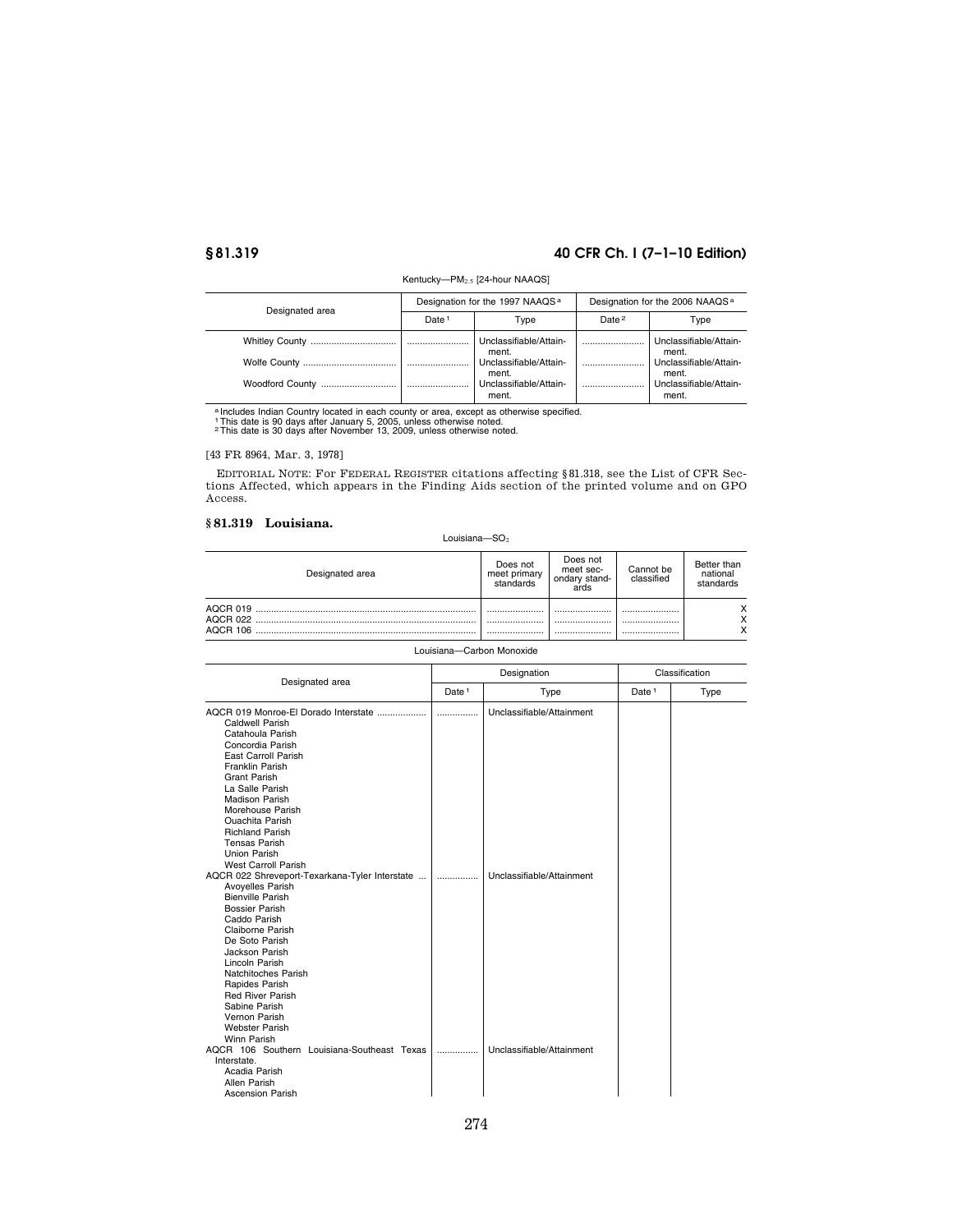Kentucky—$PM_{2.5}$ [24-hour NAAQS]

| Designated area | Designation for the 1997 NAAQS[a] | | Designation for the 2006 NAAQS[a] | |
|---|---|---|---|---|
| | Date[1] | Type | Date[2] | Type |
| Whitley County | | Unclassifiable/Attainment. | | Unclassifiable/Attainment. |
| Wolfe County | | Unclassifiable/Attainment. | | Unclassifiable/Attainment. |
| Woodford County | | Unclassifiable/Attainment. | | Unclassifiable/Attainment. |

[a] Includes Indian Country located in each county or area, except as otherwise specified.
[1] This date is 90 days after January 5, 2005, unless otherwise noted.
[2] This date is 30 days after November 13, 2009, unless otherwise noted.

[43 FR 8964, Mar. 3, 1978]

EDITORIAL NOTE: For FEDERAL REGISTER citations affecting §81.318, see the List of CFR Sections Affected, which appears in the Finding Aids section of the printed volume and on GPO Access.

## § 81.319 Louisiana.

Louisiana—$SO_2$

| Designated area | Does not meet primary standards | Does not meet secondary standards | Cannot be classified | Better than national standards |
|---|---|---|---|---|
| AQCR 019 | | | | X |
| AQCR 022 | | | | X |
| AQCR 106 | | | | X |

Louisiana—Carbon Monoxide

| Designated area | Designation | | Classification | |
|---|---|---|---|---|
| | Date[1] | Type | Date[1] | Type |
| AQCR 019 Monroe-El Dorado Interstate | | Unclassifiable/Attainment | | |
| Caldwell Parish | | | | |
| Catahoula Parish | | | | |
| Concordia Parish | | | | |
| East Carroll Parish | | | | |
| Franklin Parish | | | | |
| Grant Parish | | | | |
| La Salle Parish | | | | |
| Madison Parish | | | | |
| Morehouse Parish | | | | |
| Ouachita Parish | | | | |
| Richland Parish | | | | |
| Tensas Parish | | | | |
| Union Parish | | | | |
| West Carroll Parish | | | | |
| AQCR 022 Shreveport-Texarkana-Tyler Interstate | | Unclassifiable/Attainment | | |
| Avoyelles Parish | | | | |
| Bienville Parish | | | | |
| Bossier Parish | | | | |
| Caddo Parish | | | | |
| Claiborne Parish | | | | |
| De Soto Parish | | | | |
| Jackson Parish | | | | |
| Lincoln Parish | | | | |
| Natchitoches Parish | | | | |
| Rapides Parish | | | | |
| Red River Parish | | | | |
| Sabine Parish | | | | |
| Vernon Parish | | | | |
| Webster Parish | | | | |
| Winn Parish | | | | |
| AQCR 106 Southern Louisiana-Southeast Texas Interstate. | | Unclassifiable/Attainment | | |
| Acadia Parish | | | | |
| Allen Parish | | | | |
| Ascension Parish | | | | |